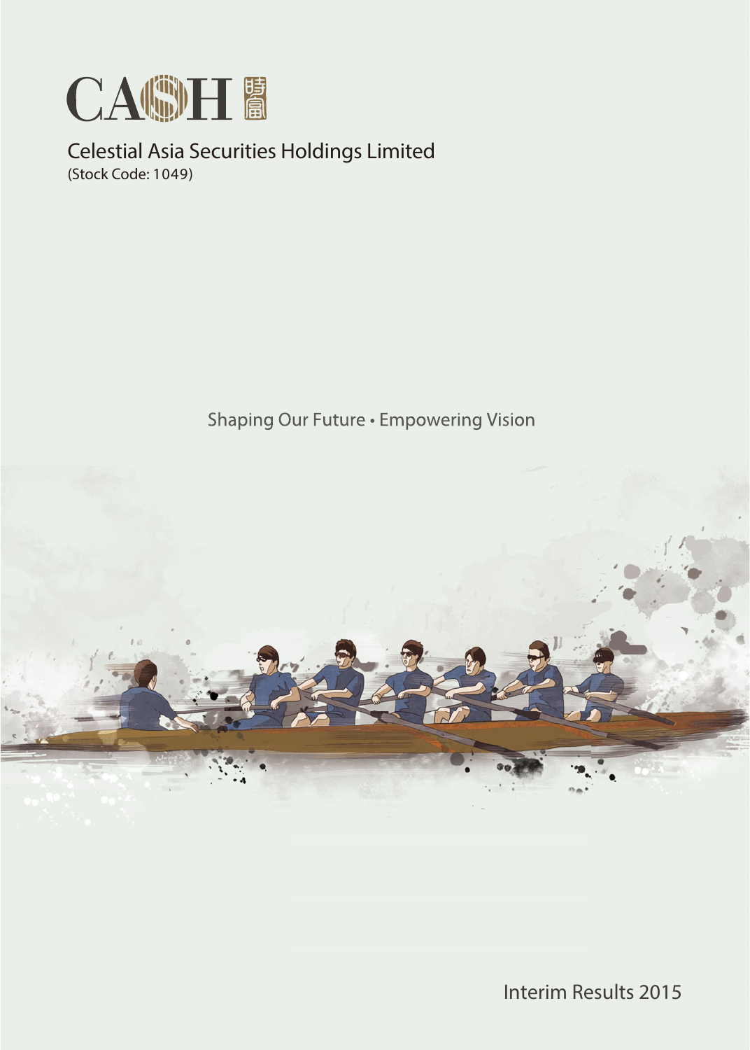# CASH 時富

## Celestial Asia Securities Holdings Limited

(Stock Code: 1049)

Shaping Our Future • Empowering Vision

Interim Results 2015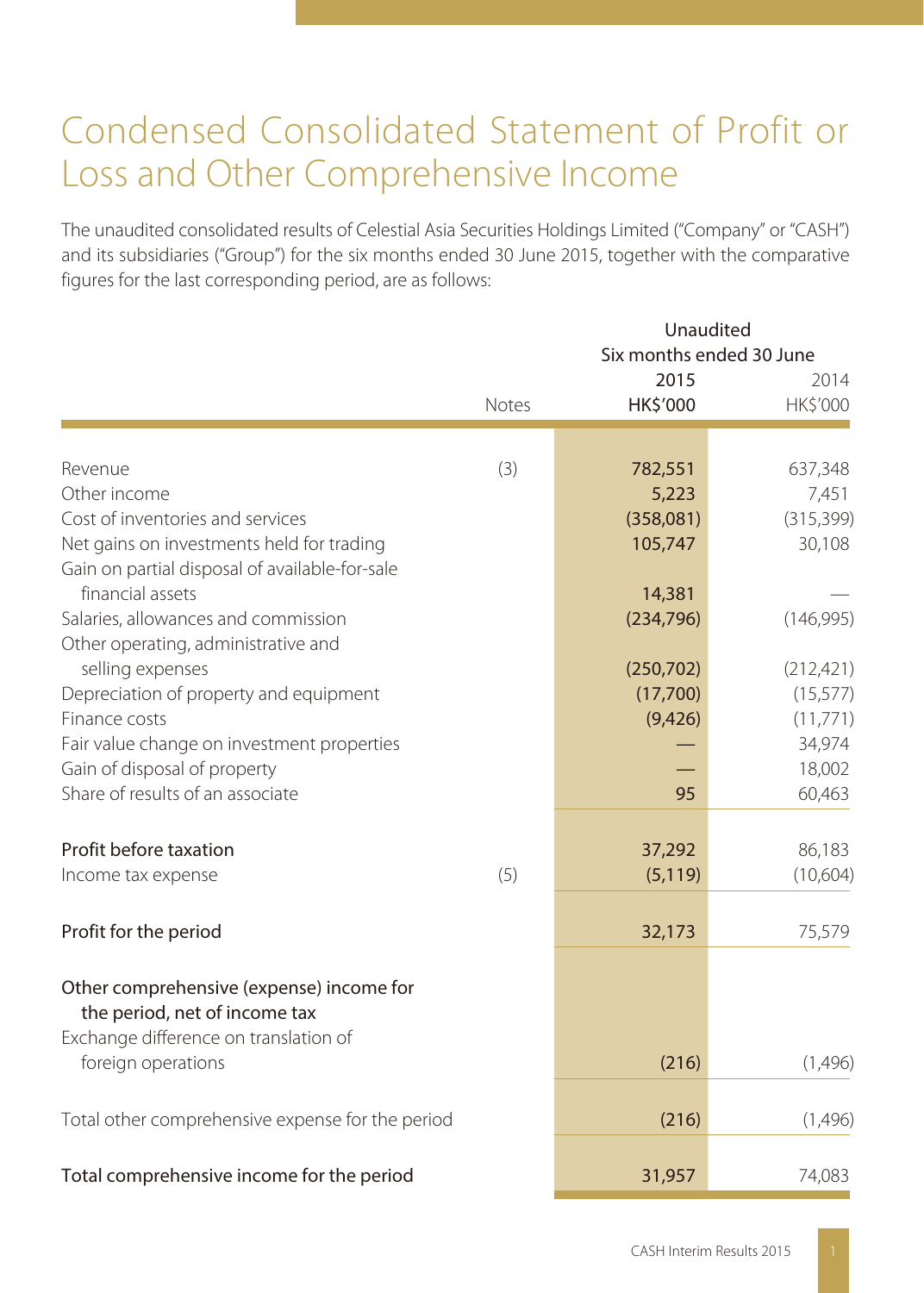# Condensed Consolidated Statement of Profit or Loss and Other Comprehensive Income

The unaudited consolidated results of Celestial Asia Securities Holdings Limited ("Company" or "CASH") and its subsidiaries ("Group") for the six months ended 30 June 2015, together with the comparative figures for the last corresponding period, are as follows:

| | Notes | Unaudited Six months ended 30 June 2015 HK$'000 | 2014 HK$'000 |
|---|---|---|---|
| Revenue | (3) | **782,551** | 637,348 |
| Other income | | **5,223** | 7,451 |
| Cost of inventories and services | | **(358,081)** | (315,399) |
| Net gains on investments held for trading | | **105,747** | 30,108 |
| Gain on partial disposal of available-for-sale financial assets | | **14,381** | — |
| Salaries, allowances and commission | | **(234,796)** | (146,995) |
| Other operating, administrative and selling expenses | | **(250,702)** | (212,421) |
| Depreciation of property and equipment | | **(17,700)** | (15,577) |
| Finance costs | | **(9,426)** | (11,771) |
| Fair value change on investment properties | | **—** | 34,974 |
| Gain of disposal of property | | **—** | 18,002 |
| Share of results of an associate | | **95** | 60,463 |
| **Profit before taxation** | | **37,292** | 86,183 |
| Income tax expense | (5) | **(5,119)** | (10,604) |
| **Profit for the period** | | **32,173** | 75,579 |
| **Other comprehensive (expense) income for the period, net of income tax** | | | |
| Exchange difference on translation of foreign operations | | **(216)** | (1,496) |
| Total other comprehensive expense for the period | | **(216)** | (1,496) |
| **Total comprehensive income for the period** | | **31,957** | 74,083 |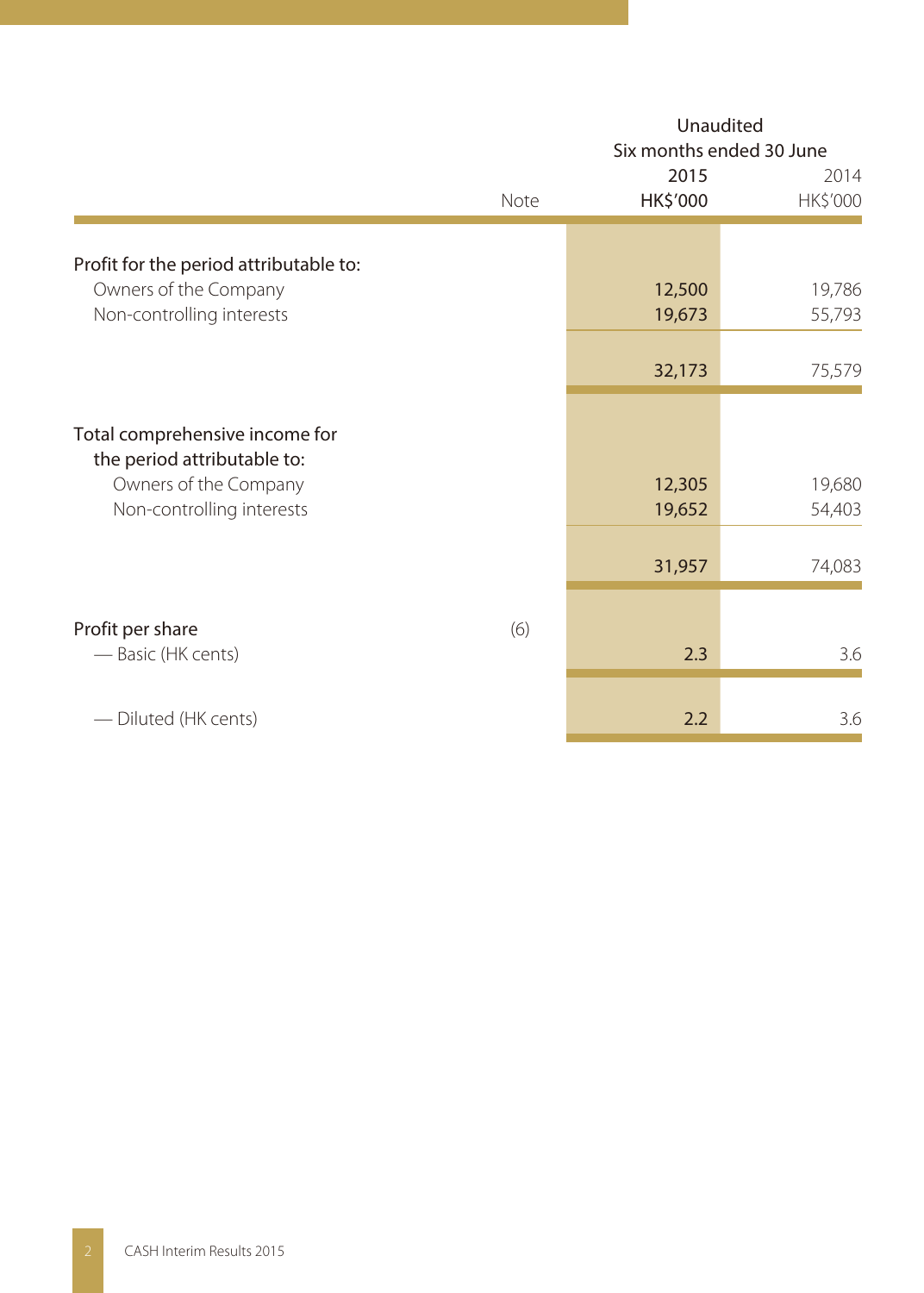| | Note | Unaudited Six months ended 30 June 2015 HK$'000 | 2014 HK$'000 |
|---|---|---|---|
| **Profit for the period attributable to:** | | | |
| Owners of the Company | | 12,500 | 19,786 |
| Non-controlling interests | | 19,673 | 55,793 |
| | | 32,173 | 75,579 |
| **Total comprehensive income for the period attributable to:** | | | |
| Owners of the Company | | 12,305 | 19,680 |
| Non-controlling interests | | 19,652 | 54,403 |
| | | 31,957 | 74,083 |
| **Profit per share** | (6) | | |
| — Basic (HK cents) | | 2.3 | 3.6 |
| — Diluted (HK cents) | | 2.2 | 3.6 |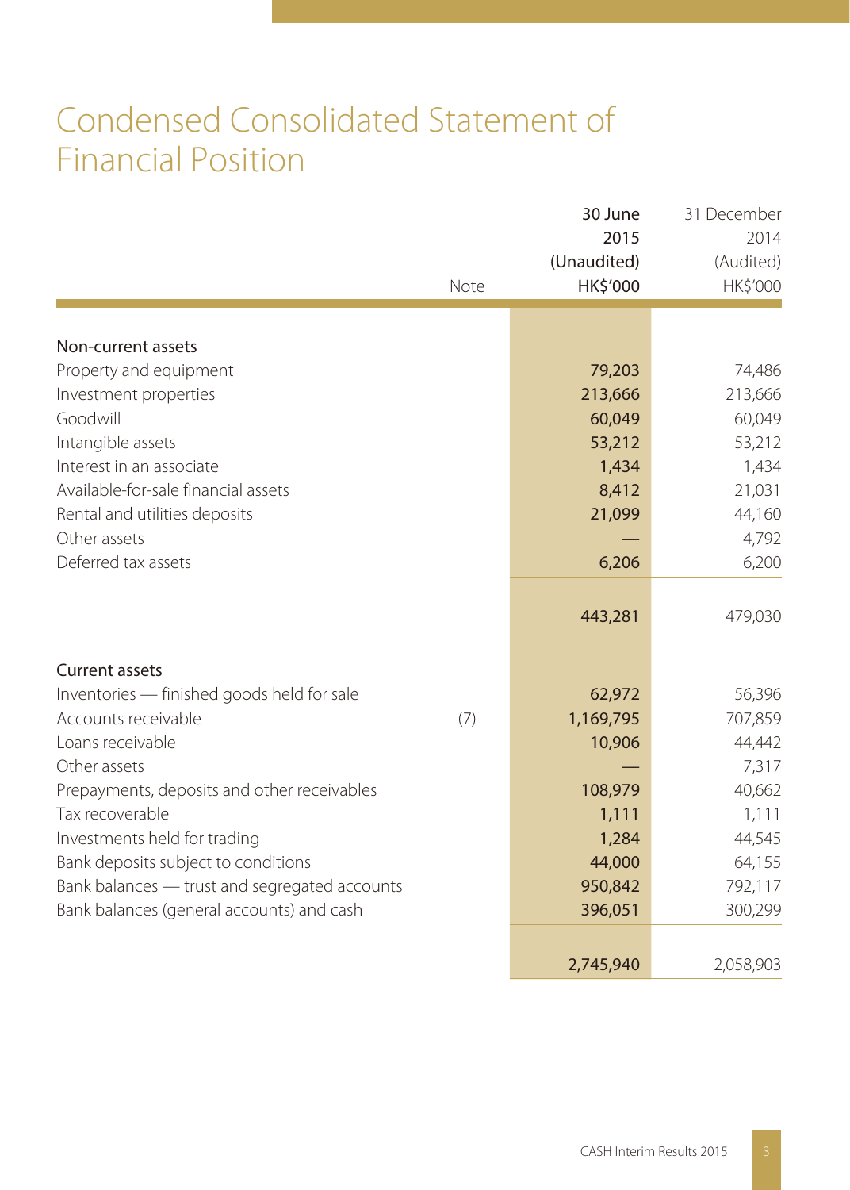# Condensed Consolidated Statement of Financial Position

| | Note | 30 June 2015 (Unaudited) HK$'000 | 31 December 2014 (Audited) HK$'000 |
|---|---|---|---|
| **Non-current assets** | | | |
| Property and equipment | | 79,203 | 74,486 |
| Investment properties | | 213,666 | 213,666 |
| Goodwill | | 60,049 | 60,049 |
| Intangible assets | | 53,212 | 53,212 |
| Interest in an associate | | 1,434 | 1,434 |
| Available-for-sale financial assets | | 8,412 | 21,031 |
| Rental and utilities deposits | | 21,099 | 44,160 |
| Other assets | | — | 4,792 |
| Deferred tax assets | | 6,206 | 6,200 |
| | | 443,281 | 479,030 |
| **Current assets** | | | |
| Inventories — finished goods held for sale | | 62,972 | 56,396 |
| Accounts receivable | (7) | 1,169,795 | 707,859 |
| Loans receivable | | 10,906 | 44,442 |
| Other assets | | — | 7,317 |
| Prepayments, deposits and other receivables | | 108,979 | 40,662 |
| Tax recoverable | | 1,111 | 1,111 |
| Investments held for trading | | 1,284 | 44,545 |
| Bank deposits subject to conditions | | 44,000 | 64,155 |
| Bank balances — trust and segregated accounts | | 950,842 | 792,117 |
| Bank balances (general accounts) and cash | | 396,051 | 300,299 |
| | | 2,745,940 | 2,058,903 |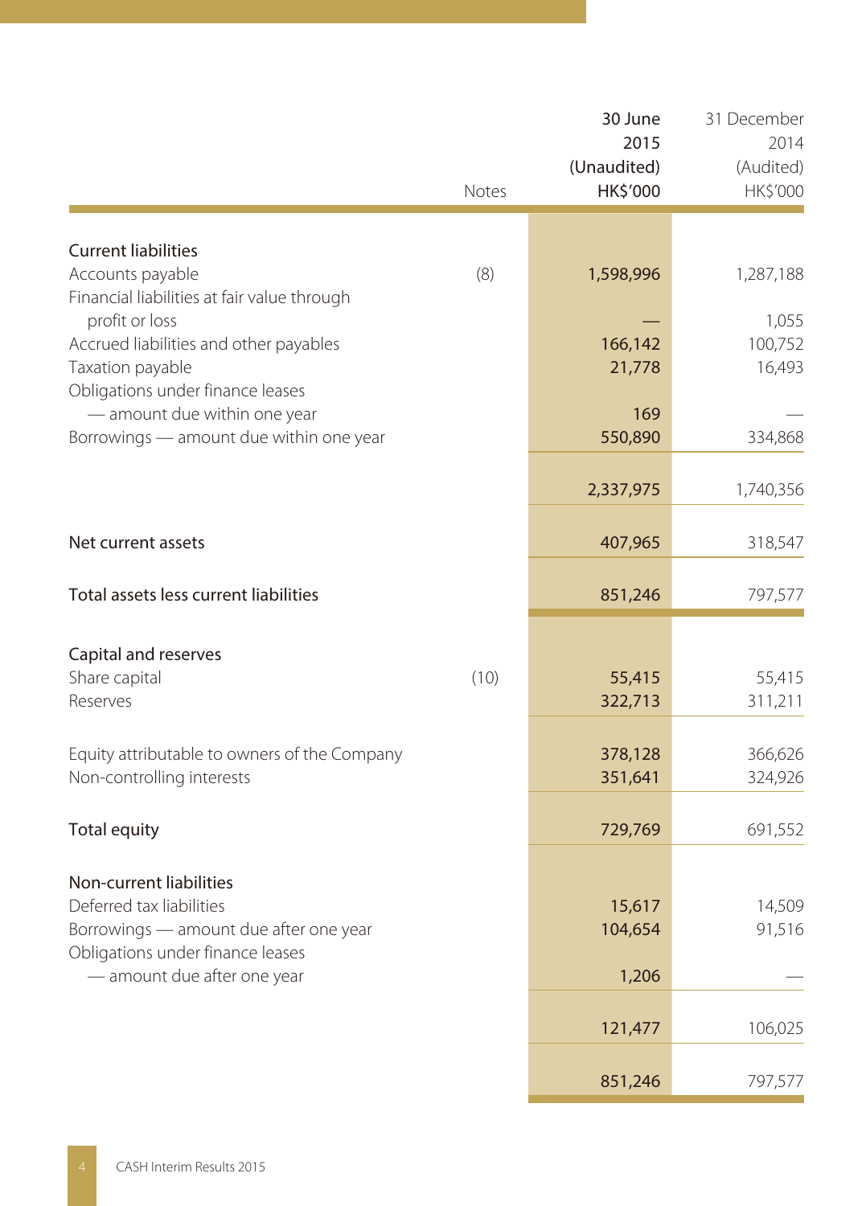| | Notes | 30 June 2015 (Unaudited) HK$'000 | 31 December 2014 (Audited) HK$'000 |
|---|---|---|---|
| **Current liabilities** | | | |
| Accounts payable | (8) | 1,598,996 | 1,287,188 |
| Financial liabilities at fair value through profit or loss | | — | 1,055 |
| Accrued liabilities and other payables | | 166,142 | 100,752 |
| Taxation payable | | 21,778 | 16,493 |
| Obligations under finance leases — amount due within one year | | 169 | — |
| Borrowings — amount due within one year | | 550,890 | 334,868 |
| | | 2,337,975 | 1,740,356 |
| **Net current assets** | | 407,965 | 318,547 |
| **Total assets less current liabilities** | | 851,246 | 797,577 |
| **Capital and reserves** | | | |
| Share capital | (10) | 55,415 | 55,415 |
| Reserves | | 322,713 | 311,211 |
| Equity attributable to owners of the Company | | 378,128 | 366,626 |
| Non-controlling interests | | 351,641 | 324,926 |
| **Total equity** | | 729,769 | 691,552 |
| **Non-current liabilities** | | | |
| Deferred tax liabilities | | 15,617 | 14,509 |
| Borrowings — amount due after one year | | 104,654 | 91,516 |
| Obligations under finance leases — amount due after one year | | 1,206 | — |
| | | 121,477 | 106,025 |
| | | 851,246 | 797,577 |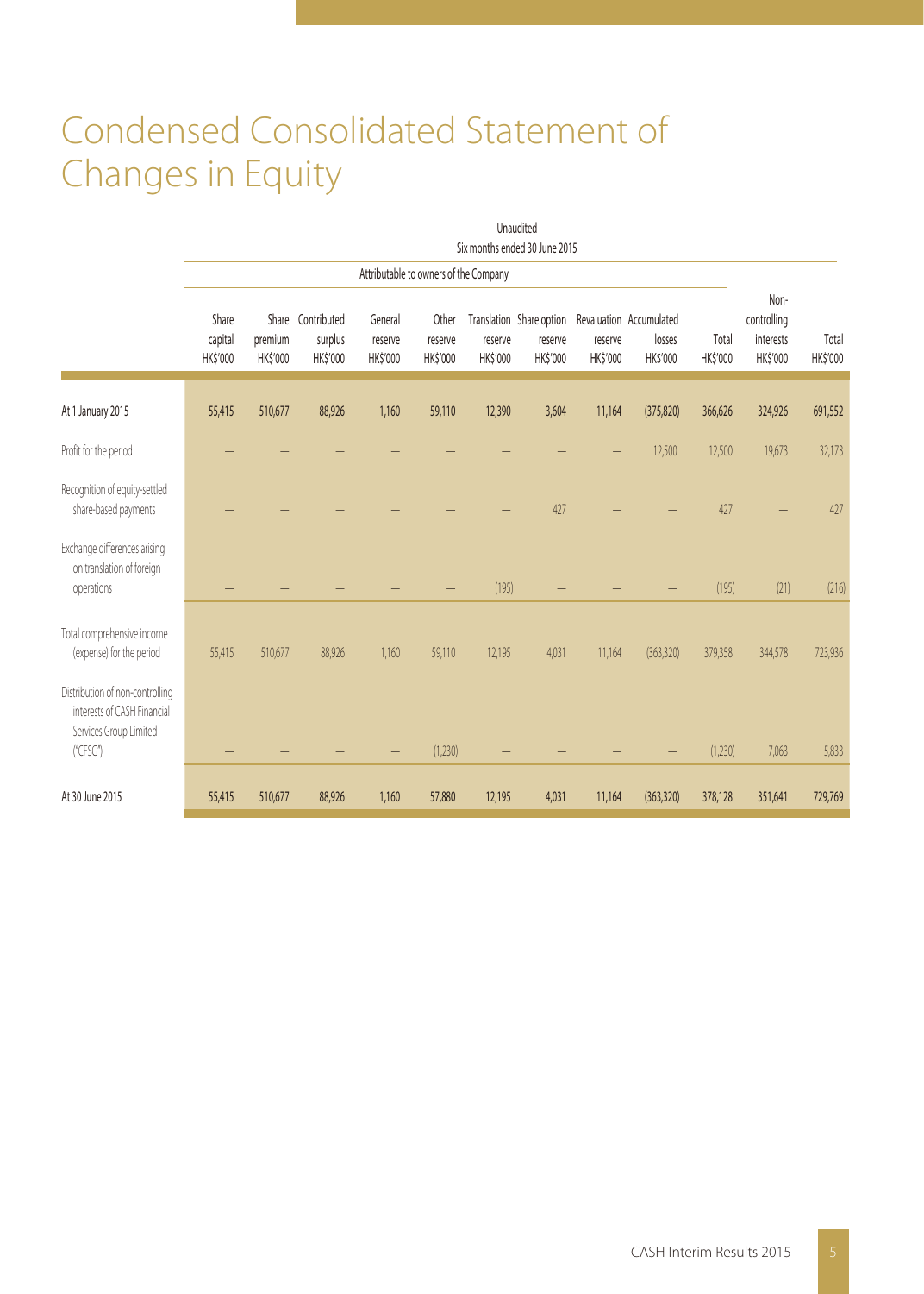# Condensed Consolidated Statement of Changes in Equity

| | Unaudited | | | | | | | | | | | |
|---|---|---|---|---|---|---|---|---|---|---|---|---|
| | Six months ended 30 June 2015 | | | | | | | | | | | |
| | Attributable to owners of the Company | | | | | | | | | | | |
| | Share capital HK$'000 | Share premium HK$'000 | Contributed surplus HK$'000 | General reserve HK$'000 | Other reserve HK$'000 | Translation reserve HK$'000 | Share option reserve HK$'000 | Revaluation reserve HK$'000 | Accumulated losses HK$'000 | Total HK$'000 | Non-controlling interests HK$'000 | Total HK$'000 |
| At 1 January 2015 | 55,415 | 510,677 | 88,926 | 1,160 | 59,110 | 12,390 | 3,604 | 11,164 | (375,820) | 366,626 | 324,926 | 691,552 |
| Profit for the period | – | – | – | – | – | – | – | – | 12,500 | 12,500 | 19,673 | 32,173 |
| Recognition of equity-settled share-based payments | – | – | – | – | – | – | 427 | – | – | 427 | – | 427 |
| Exchange differences arising on translation of foreign operations | – | – | – | – | – | (195) | – | – | – | (195) | (21) | (216) |
| Total comprehensive income (expense) for the period | 55,415 | 510,677 | 88,926 | 1,160 | 59,110 | 12,195 | 4,031 | 11,164 | (363,320) | 379,358 | 344,578 | 723,936 |
| Distribution of non-controlling interests of CASH Financial Services Group Limited ("CFSG") | – | – | – | – | (1,230) | – | – | – | – | (1,230) | 7,063 | 5,833 |
| At 30 June 2015 | 55,415 | 510,677 | 88,926 | 1,160 | 57,880 | 12,195 | 4,031 | 11,164 | (363,320) | 378,128 | 351,641 | 729,769 |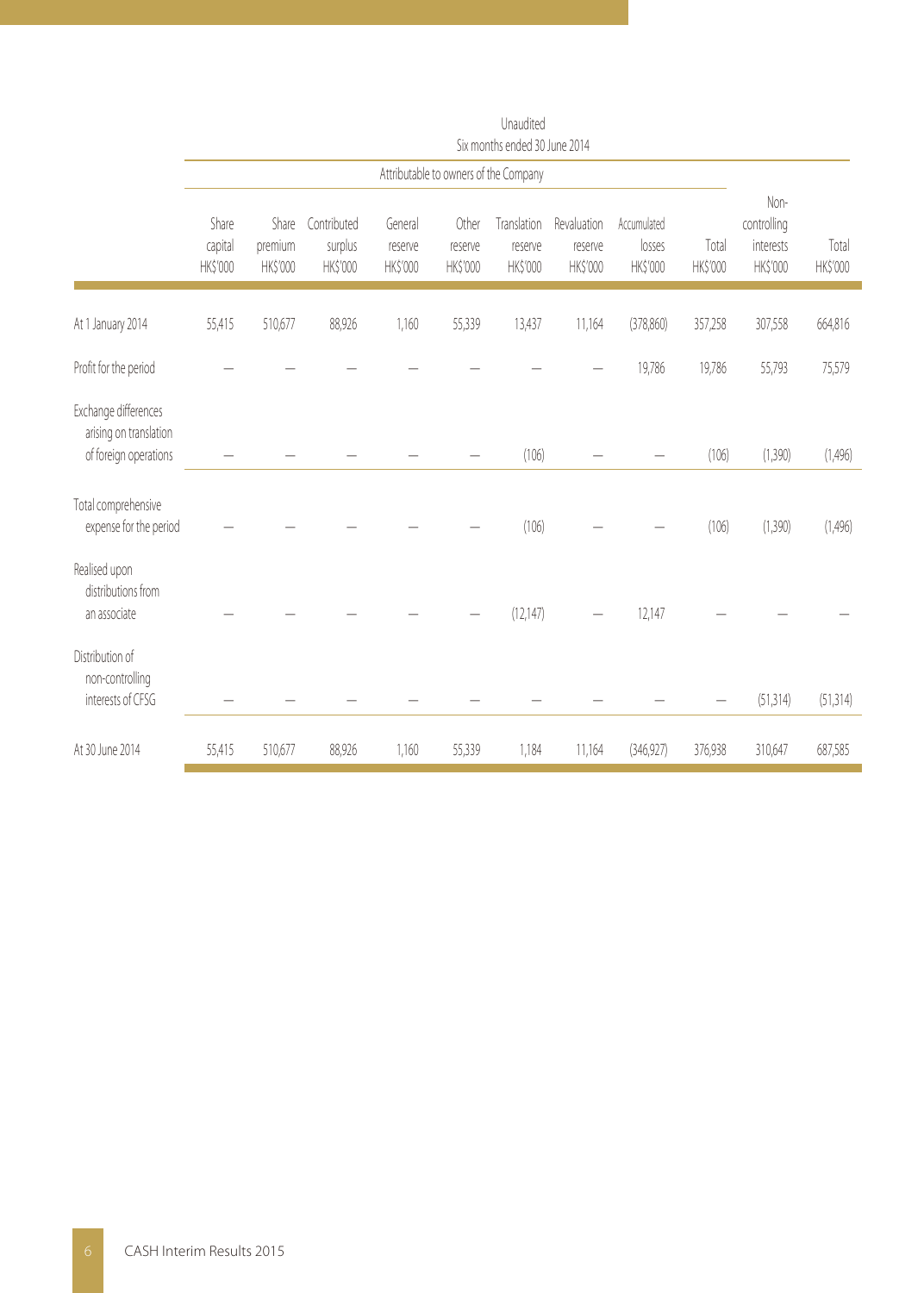| | Unaudited | | | | | | | | | | |
|---|---|---|---|---|---|---|---|---|---|---|---|
| | Six months ended 30 June 2014 | | | | | | | | | | |
| | Attributable to owners of the Company | | | | | | | | | | |
| | Share capital HK$'000 | Share premium HK$'000 | Contributed surplus HK$'000 | General reserve HK$'000 | Other reserve HK$'000 | Translation reserve HK$'000 | Revaluation reserve HK$'000 | Accumulated losses HK$'000 | Total HK$'000 | Non-controlling interests HK$'000 | Total HK$'000 |
| At 1 January 2014 | 55,415 | 510,677 | 88,926 | 1,160 | 55,339 | 13,437 | 11,164 | (378,860) | 357,258 | 307,558 | 664,816 |
| Profit for the period | — | — | — | — | — | — | — | 19,786 | 19,786 | 55,793 | 75,579 |
| Exchange differences arising on translation of foreign operations | — | — | — | — | — | (106) | — | — | (106) | (1,390) | (1,496) |
| Total comprehensive expense for the period | — | — | — | — | — | (106) | — | — | (106) | (1,390) | (1,496) |
| Realised upon distributions from an associate | — | — | — | — | — | (12,147) | — | 12,147 | — | — | — |
| Distribution of non-controlling interests of CFSG | — | — | — | — | — | — | — | — | — | (51,314) | (51,314) |
| At 30 June 2014 | 55,415 | 510,677 | 88,926 | 1,160 | 55,339 | 1,184 | 11,164 | (346,927) | 376,938 | 310,647 | 687,585 |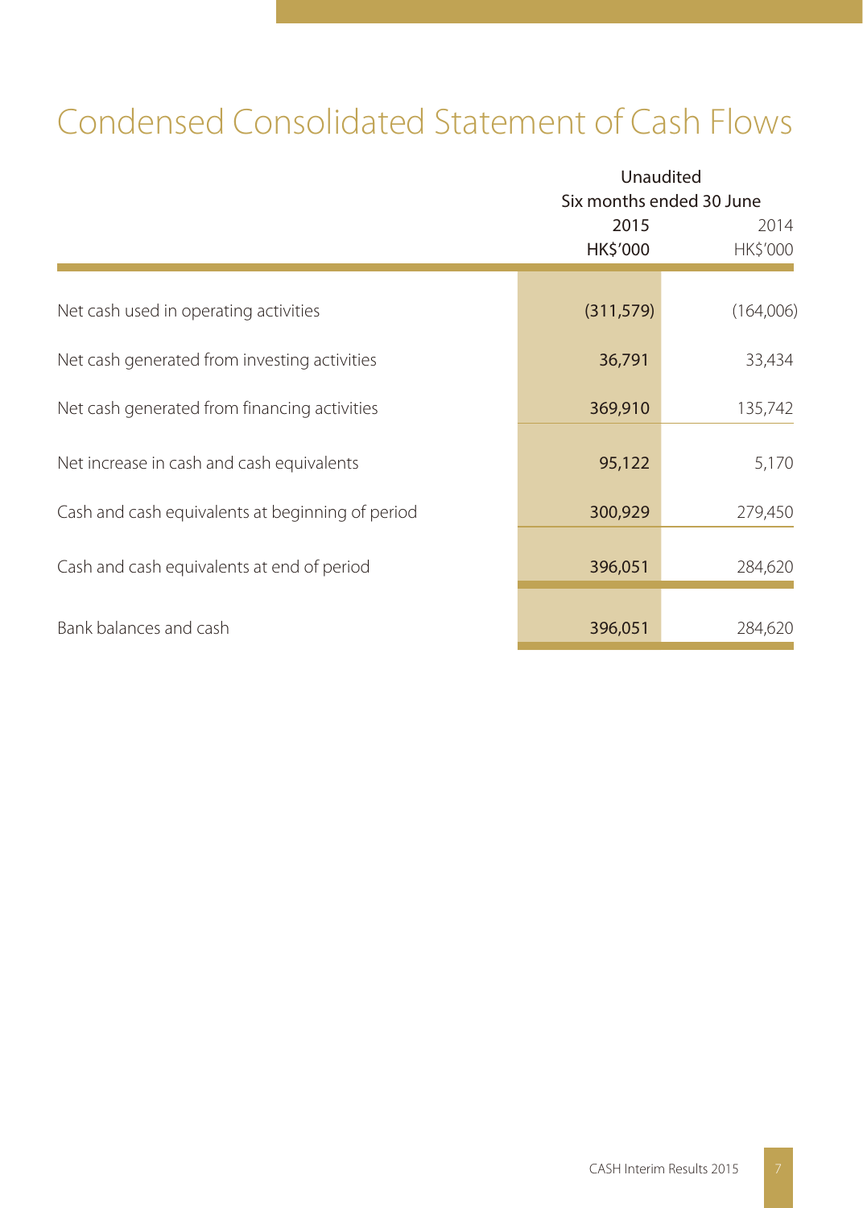# Condensed Consolidated Statement of Cash Flows

| | Unaudited | |
|---|---|---|
| | Six months ended 30 June | |
| | **2015** | 2014 |
| | **HK$'000** | HK$'000 |
| Net cash used in operating activities | **(311,579)** | (164,006) |
| Net cash generated from investing activities | **36,791** | 33,434 |
| Net cash generated from financing activities | **369,910** | 135,742 |
| Net increase in cash and cash equivalents | **95,122** | 5,170 |
| Cash and cash equivalents at beginning of period | **300,929** | 279,450 |
| Cash and cash equivalents at end of period | **396,051** | 284,620 |
| Bank balances and cash | **396,051** | 284,620 |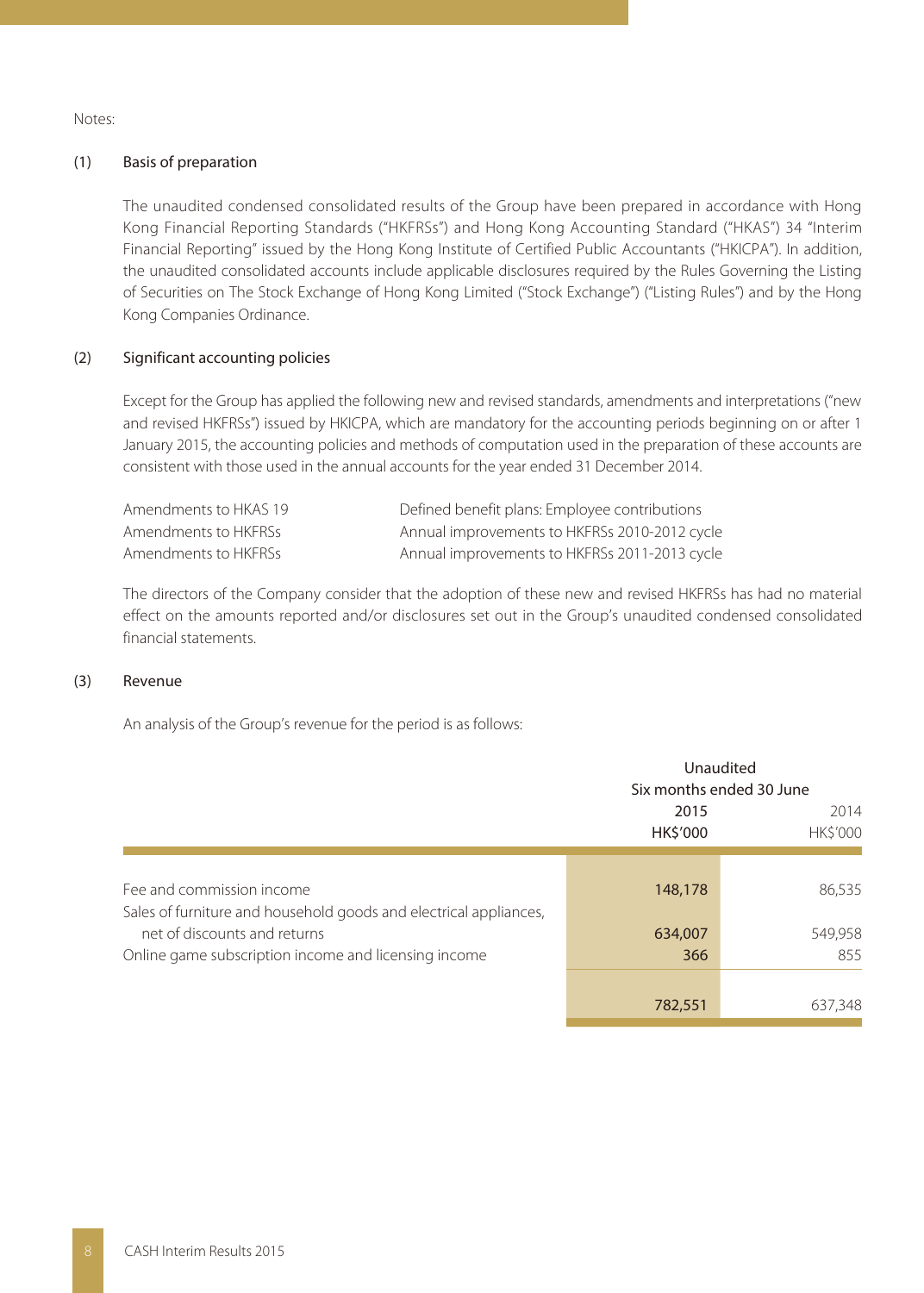Notes:

## (1) Basis of preparation

The unaudited condensed consolidated results of the Group have been prepared in accordance with Hong Kong Financial Reporting Standards ("HKFRSs") and Hong Kong Accounting Standard ("HKAS") 34 "Interim Financial Reporting" issued by the Hong Kong Institute of Certified Public Accountants ("HKICPA"). In addition, the unaudited consolidated accounts include applicable disclosures required by the Rules Governing the Listing of Securities on The Stock Exchange of Hong Kong Limited ("Stock Exchange") ("Listing Rules") and by the Hong Kong Companies Ordinance.

## (2) Significant accounting policies

Except for the Group has applied the following new and revised standards, amendments and interpretations ("new and revised HKFRSs") issued by HKICPA, which are mandatory for the accounting periods beginning on or after 1 January 2015, the accounting policies and methods of computation used in the preparation of these accounts are consistent with those used in the annual accounts for the year ended 31 December 2014.

| | |
|---|---|
| Amendments to HKAS 19 | Defined benefit plans: Employee contributions |
| Amendments to HKFRSs | Annual improvements to HKFRSs 2010-2012 cycle |
| Amendments to HKFRSs | Annual improvements to HKFRSs 2011-2013 cycle |

The directors of the Company consider that the adoption of these new and revised HKFRSs has had no material effect on the amounts reported and/or disclosures set out in the Group's unaudited condensed consolidated financial statements.

## (3) Revenue

An analysis of the Group's revenue for the period is as follows:

| | Unaudited Six months ended 30 June | |
|---|---|---|
| | **2015** | 2014 |
| | **HK$'000** | HK$'000 |
| Fee and commission income | **148,178** | 86,535 |
| Sales of furniture and household goods and electrical appliances, net of discounts and returns | **634,007** | 549,958 |
| Online game subscription income and licensing income | **366** | 855 |
| | **782,551** | 637,348 |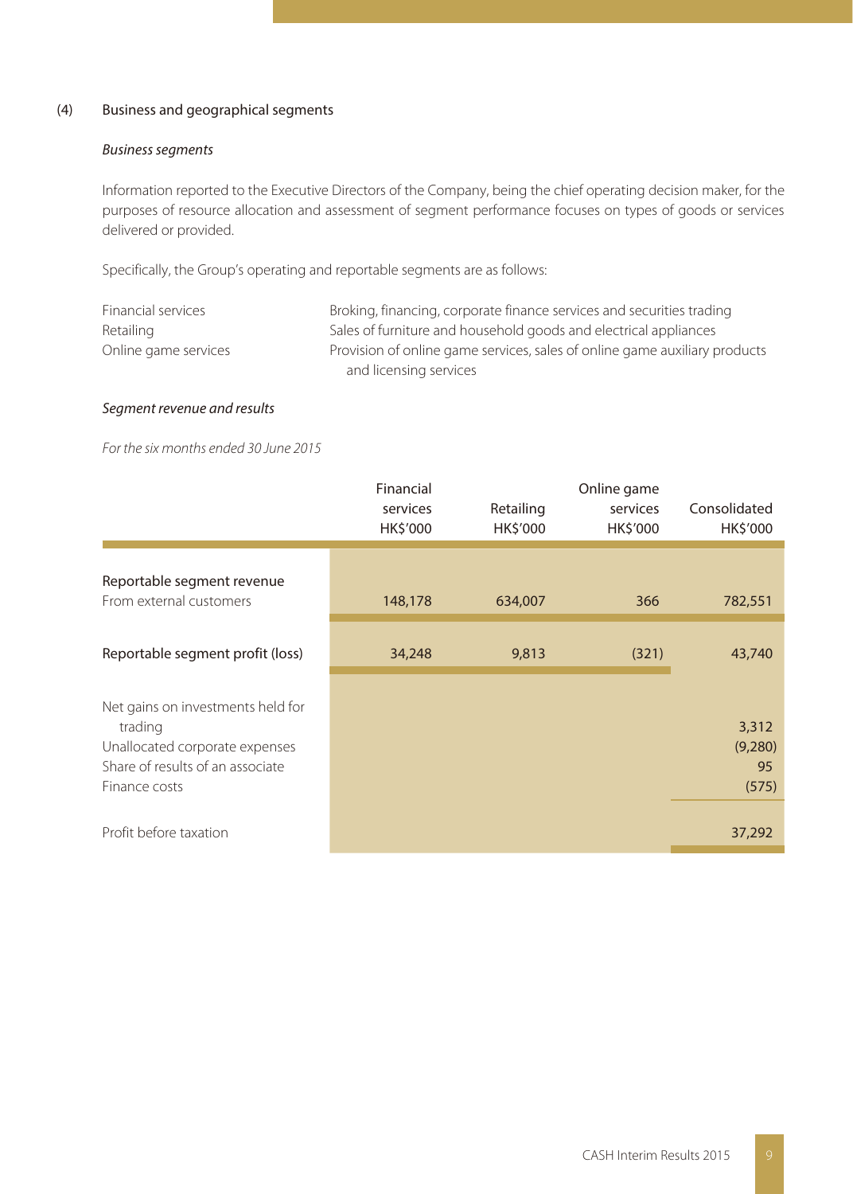(4) Business and geographical segments

*Business segments*

Information reported to the Executive Directors of the Company, being the chief operating decision maker, for the purposes of resource allocation and assessment of segment performance focuses on types of goods or services delivered or provided.

Specifically, the Group's operating and reportable segments are as follows:

| | |
|---|---|
| Financial services | Broking, financing, corporate finance services and securities trading |
| Retailing | Sales of furniture and household goods and electrical appliances |
| Online game services | Provision of online game services, sales of online game auxiliary products and licensing services |

*Segment revenue and results*

*For the six months ended 30 June 2015*

| | Financial services HK$'000 | Retailing HK$'000 | Online game services HK$'000 | Consolidated HK$'000 |
|---|---|---|---|---|
| **Reportable segment revenue** | | | | |
| From external customers | 148,178 | 634,007 | 366 | 782,551 |
| Reportable segment profit (loss) | 34,248 | 9,813 | (321) | 43,740 |
| Net gains on investments held for trading | | | | 3,312 |
| Unallocated corporate expenses | | | | (9,280) |
| Share of results of an associate | | | | 95 |
| Finance costs | | | | (575) |
| Profit before taxation | | | | 37,292 |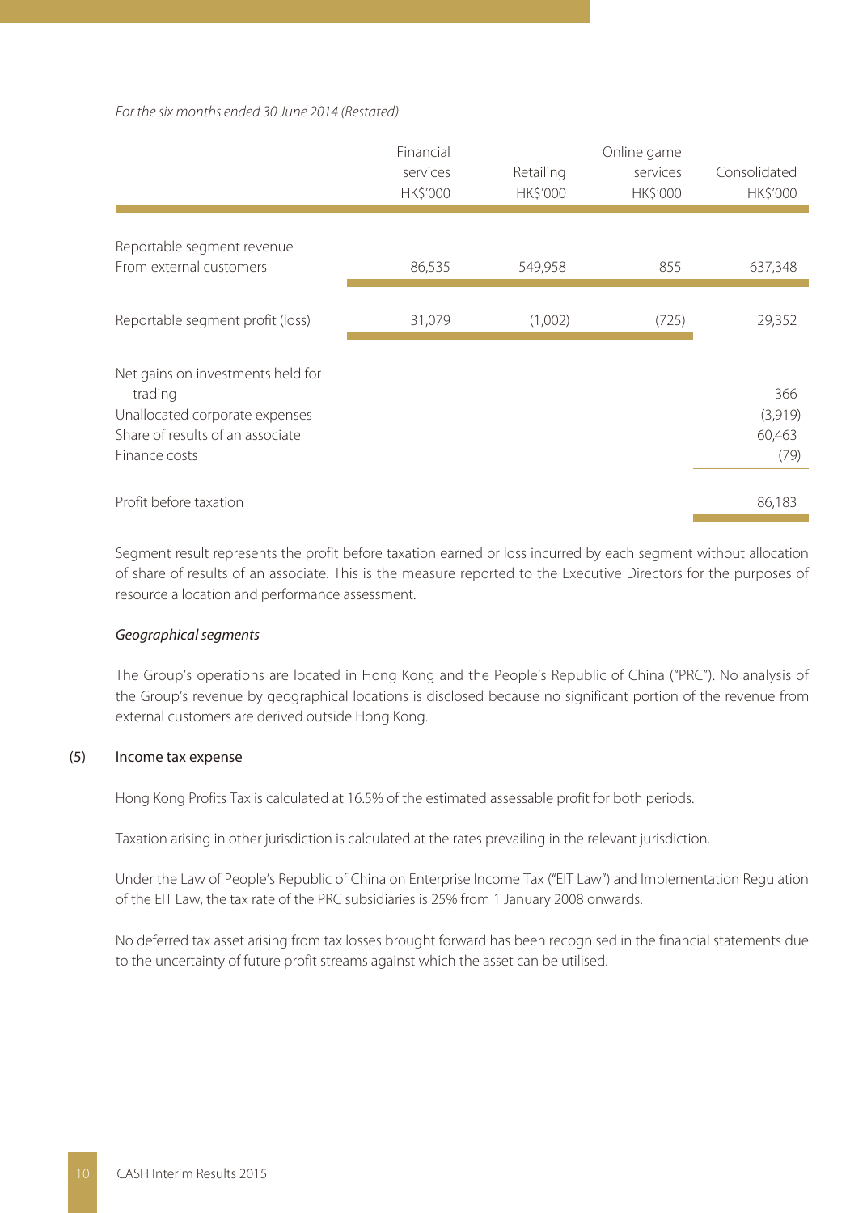*For the six months ended 30 June 2014 (Restated)*

| | Financial services HK$'000 | Retailing HK$'000 | Online game services HK$'000 | Consolidated HK$'000 |
|---|---|---|---|---|
| Reportable segment revenue | | | | |
| From external customers | 86,535 | 549,958 | 855 | 637,348 |
| Reportable segment profit (loss) | 31,079 | (1,002) | (725) | 29,352 |
| Net gains on investments held for trading | | | | 366 |
| Unallocated corporate expenses | | | | (3,919) |
| Share of results of an associate | | | | 60,463 |
| Finance costs | | | | (79) |
| Profit before taxation | | | | 86,183 |

Segment result represents the profit before taxation earned or loss incurred by each segment without allocation of share of results of an associate. This is the measure reported to the Executive Directors for the purposes of resource allocation and performance assessment.

*Geographical segments*

The Group's operations are located in Hong Kong and the People's Republic of China ("PRC"). No analysis of the Group's revenue by geographical locations is disclosed because no significant portion of the revenue from external customers are derived outside Hong Kong.

(5) Income tax expense

Hong Kong Profits Tax is calculated at 16.5% of the estimated assessable profit for both periods.

Taxation arising in other jurisdiction is calculated at the rates prevailing in the relevant jurisdiction.

Under the Law of People's Republic of China on Enterprise Income Tax ("EIT Law") and Implementation Regulation of the EIT Law, the tax rate of the PRC subsidiaries is 25% from 1 January 2008 onwards.

No deferred tax asset arising from tax losses brought forward has been recognised in the financial statements due to the uncertainty of future profit streams against which the asset can be utilised.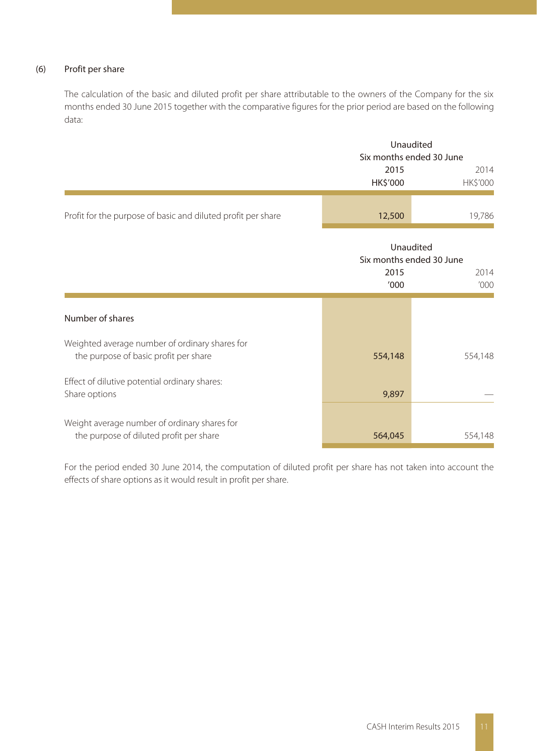## (6) Profit per share

The calculation of the basic and diluted profit per share attributable to the owners of the Company for the six months ended 30 June 2015 together with the comparative figures for the prior period are based on the following data:

| | Unaudited Six months ended 30 June | |
|---|---|---|
| | 2015 | 2014 |
| | HK$'000 | HK$'000 |
| Profit for the purpose of basic and diluted profit per share | 12,500 | 19,786 |

| | Unaudited Six months ended 30 June | |
|---|---|---|
| | 2015 | 2014 |
| | '000 | '000 |
| **Number of shares** | | |
| Weighted average number of ordinary shares for the purpose of basic profit per share | 554,148 | 554,148 |
| Effect of dilutive potential ordinary shares: Share options | 9,897 | — |
| Weight average number of ordinary shares for the purpose of diluted profit per share | 564,045 | 554,148 |

For the period ended 30 June 2014, the computation of diluted profit per share has not taken into account the effects of share options as it would result in profit per share.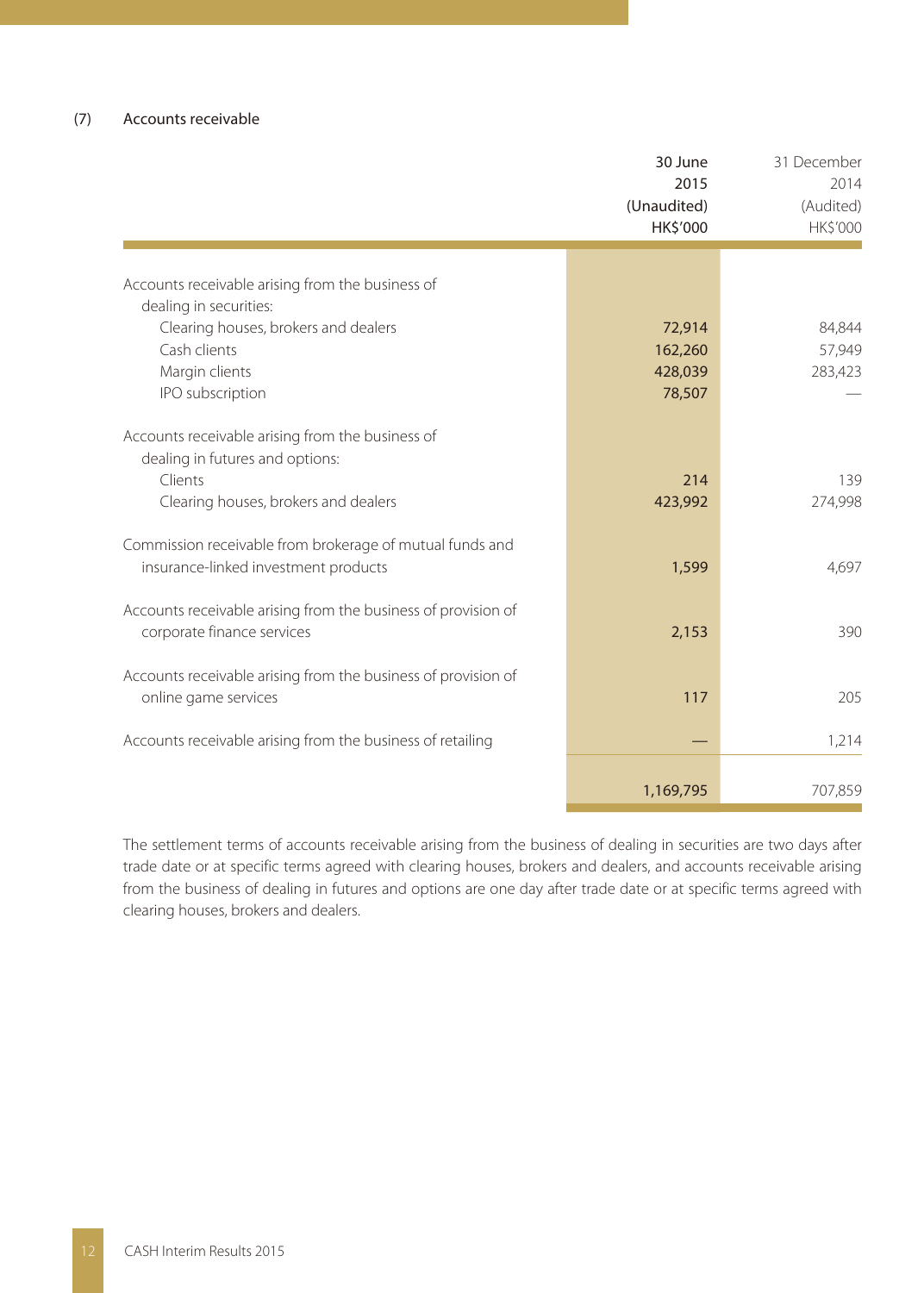### (7) Accounts receivable

| | 30 June 2015 (Unaudited) HK$'000 | 31 December 2014 (Audited) HK$'000 |
|---|---|---|
| Accounts receivable arising from the business of dealing in securities: | | |
| Clearing houses, brokers and dealers | 72,914 | 84,844 |
| Cash clients | 162,260 | 57,949 |
| Margin clients | 428,039 | 283,423 |
| IPO subscription | 78,507 | — |
| Accounts receivable arising from the business of dealing in futures and options: | | |
| Clients | 214 | 139 |
| Clearing houses, brokers and dealers | 423,992 | 274,998 |
| Commission receivable from brokerage of mutual funds and insurance-linked investment products | 1,599 | 4,697 |
| Accounts receivable arising from the business of provision of corporate finance services | 2,153 | 390 |
| Accounts receivable arising from the business of provision of online game services | 117 | 205 |
| Accounts receivable arising from the business of retailing | — | 1,214 |
| | 1,169,795 | 707,859 |

The settlement terms of accounts receivable arising from the business of dealing in securities are two days after trade date or at specific terms agreed with clearing houses, brokers and dealers, and accounts receivable arising from the business of dealing in futures and options are one day after trade date or at specific terms agreed with clearing houses, brokers and dealers.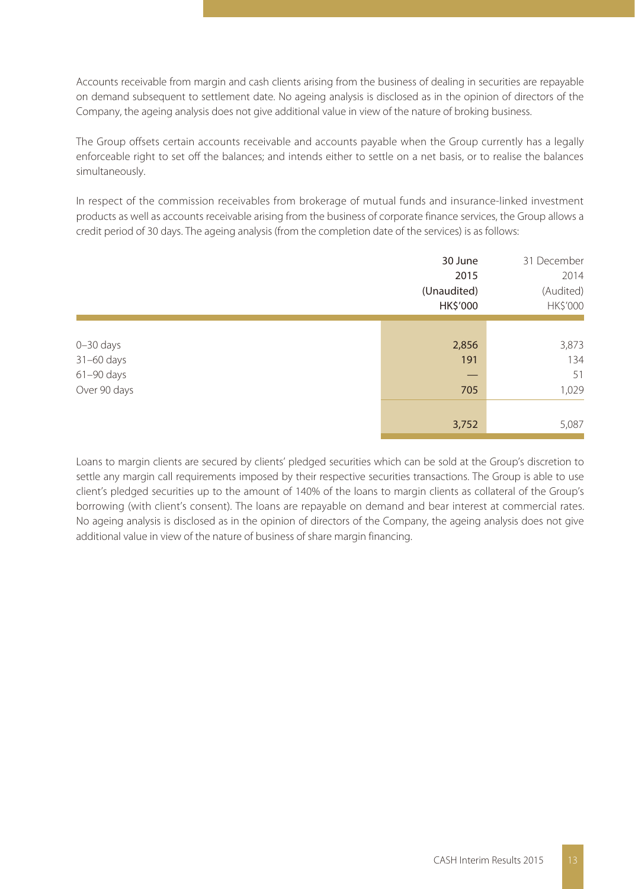Accounts receivable from margin and cash clients arising from the business of dealing in securities are repayable on demand subsequent to settlement date. No ageing analysis is disclosed as in the opinion of directors of the Company, the ageing analysis does not give additional value in view of the nature of broking business.

The Group offsets certain accounts receivable and accounts payable when the Group currently has a legally enforceable right to set off the balances; and intends either to settle on a net basis, or to realise the balances simultaneously.

In respect of the commission receivables from brokerage of mutual funds and insurance-linked investment products as well as accounts receivable arising from the business of corporate finance services, the Group allows a credit period of 30 days. The ageing analysis (from the completion date of the services) is as follows:

| | 30 June 2015 (Unaudited) HK$'000 | 31 December 2014 (Audited) HK$'000 |
|---|---|---|
| 0–30 days | 2,856 | 3,873 |
| 31–60 days | 191 | 134 |
| 61–90 days | — | 51 |
| Over 90 days | 705 | 1,029 |
| | 3,752 | 5,087 |

Loans to margin clients are secured by clients' pledged securities which can be sold at the Group's discretion to settle any margin call requirements imposed by their respective securities transactions. The Group is able to use client's pledged securities up to the amount of 140% of the loans to margin clients as collateral of the Group's borrowing (with client's consent). The loans are repayable on demand and bear interest at commercial rates. No ageing analysis is disclosed as in the opinion of directors of the Company, the ageing analysis does not give additional value in view of the nature of business of share margin financing.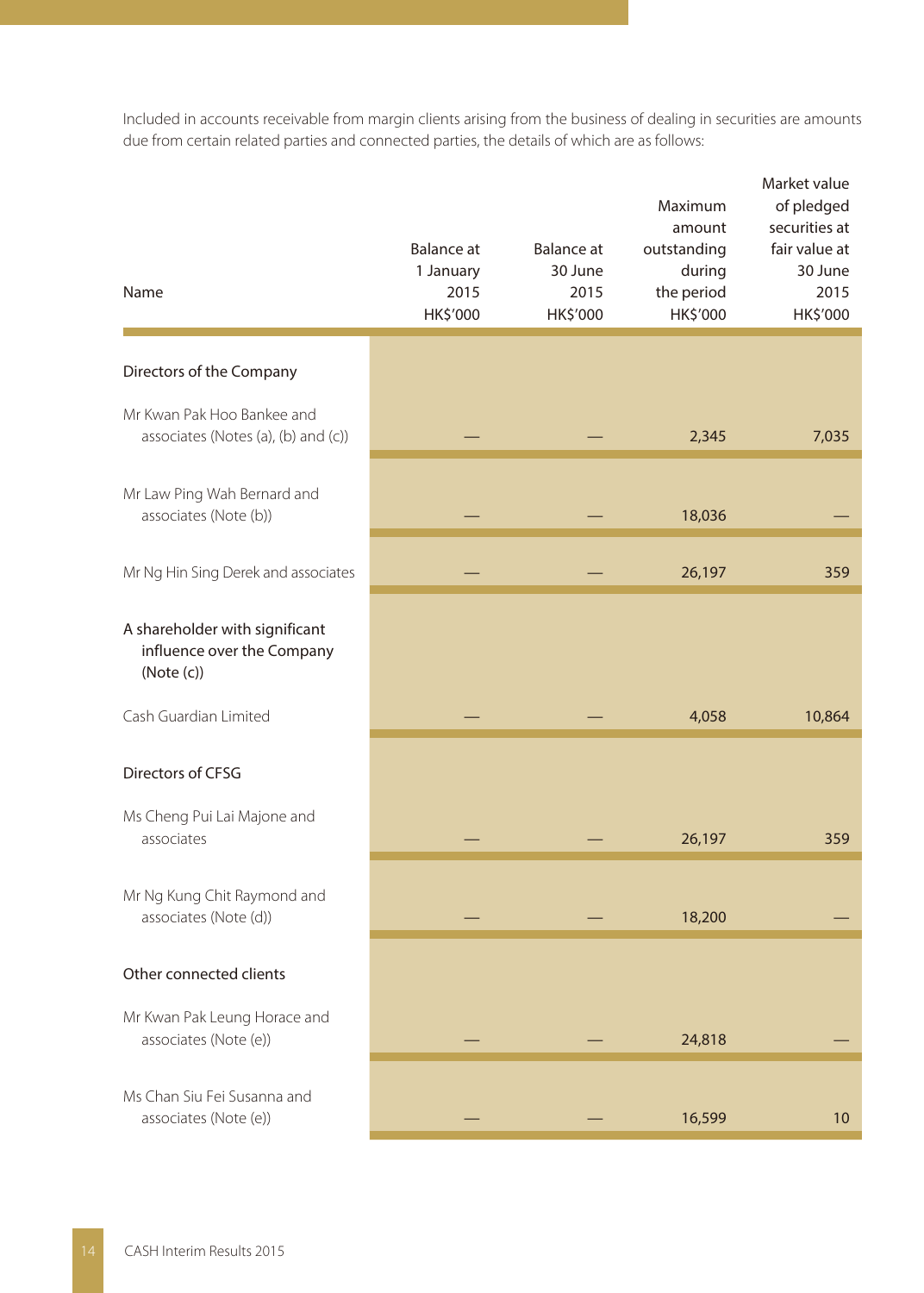Included in accounts receivable from margin clients arising from the business of dealing in securities are amounts due from certain related parties and connected parties, the details of which are as follows:

| Name | Balance at 1 January 2015 HK$'000 | Balance at 30 June 2015 HK$'000 | Maximum amount outstanding during the period HK$'000 | Market value of pledged securities at fair value at 30 June 2015 HK$'000 |
|---|---|---|---|---|
| **Directors of the Company** | | | | |
| Mr Kwan Pak Hoo Bankee and associates (Notes (a), (b) and (c)) | — | — | 2,345 | 7,035 |
| Mr Law Ping Wah Bernard and associates (Note (b)) | — | — | 18,036 | — |
| Mr Ng Hin Sing Derek and associates | — | — | 26,197 | 359 |
| **A shareholder with significant influence over the Company (Note (c))** | | | | |
| Cash Guardian Limited | — | — | 4,058 | 10,864 |
| **Directors of CFSG** | | | | |
| Ms Cheng Pui Lai Majone and associates | — | — | 26,197 | 359 |
| Mr Ng Kung Chit Raymond and associates (Note (d)) | — | — | 18,200 | — |
| **Other connected clients** | | | | |
| Mr Kwan Pak Leung Horace and associates (Note (e)) | — | — | 24,818 | — |
| Ms Chan Siu Fei Susanna and associates (Note (e)) | — | — | 16,599 | 10 |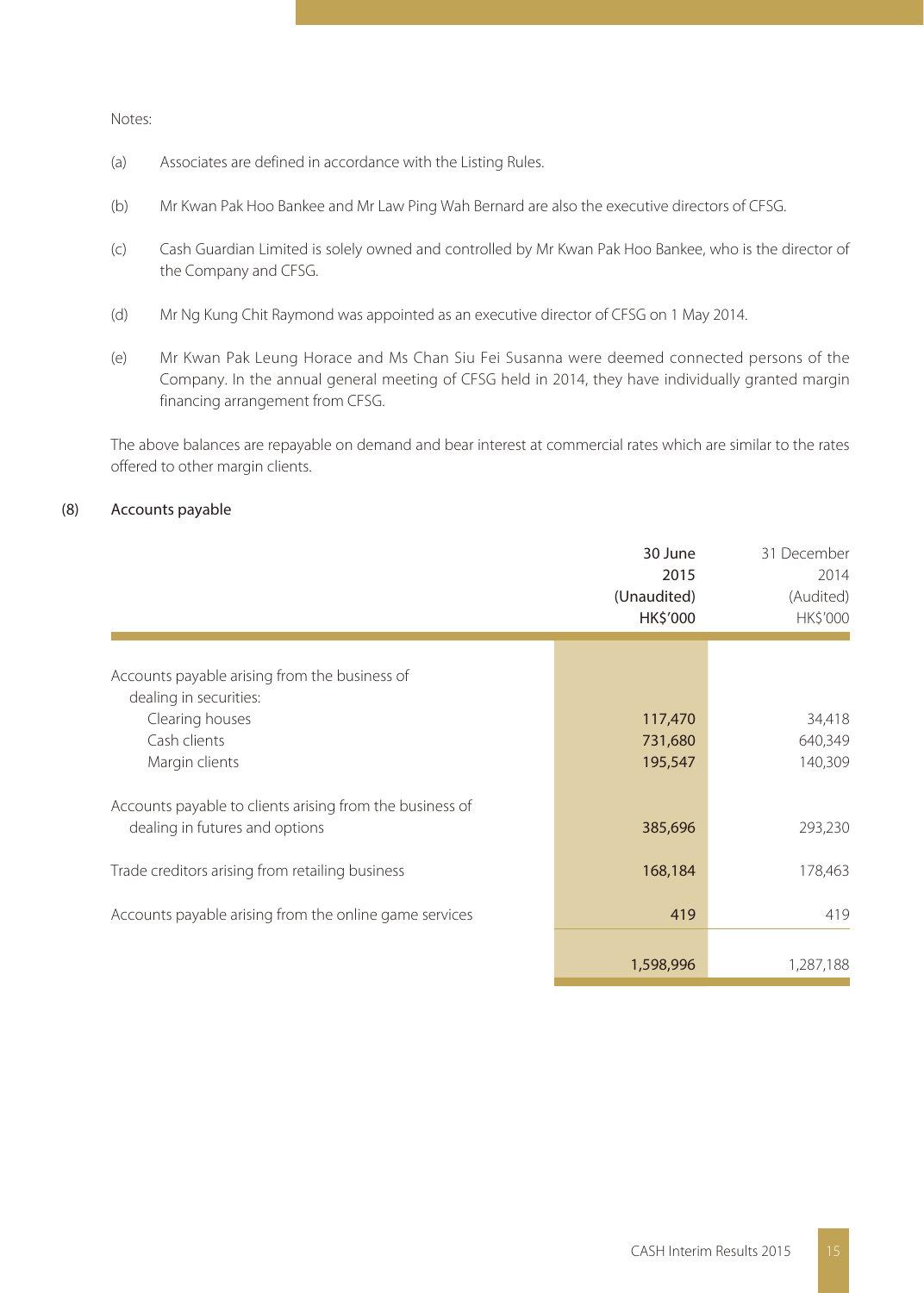Notes:

(a) Associates are defined in accordance with the Listing Rules.

(b) Mr Kwan Pak Hoo Bankee and Mr Law Ping Wah Bernard are also the executive directors of CFSG.

(c) Cash Guardian Limited is solely owned and controlled by Mr Kwan Pak Hoo Bankee, who is the director of the Company and CFSG.

(d) Mr Ng Kung Chit Raymond was appointed as an executive director of CFSG on 1 May 2014.

(e) Mr Kwan Pak Leung Horace and Ms Chan Siu Fei Susanna were deemed connected persons of the Company. In the annual general meeting of CFSG held in 2014, they have individually granted margin financing arrangement from CFSG.

The above balances are repayable on demand and bear interest at commercial rates which are similar to the rates offered to other margin clients.

## (8) Accounts payable

| | 30 June 2015 (Unaudited) HK$'000 | 31 December 2014 (Audited) HK$'000 |
|---|---|---|
| Accounts payable arising from the business of dealing in securities: | | |
| Clearing houses | 117,470 | 34,418 |
| Cash clients | 731,680 | 640,349 |
| Margin clients | 195,547 | 140,309 |
| Accounts payable to clients arising from the business of dealing in futures and options | 385,696 | 293,230 |
| Trade creditors arising from retailing business | 168,184 | 178,463 |
| Accounts payable arising from the online game services | 419 | 419 |
| | 1,598,996 | 1,287,188 |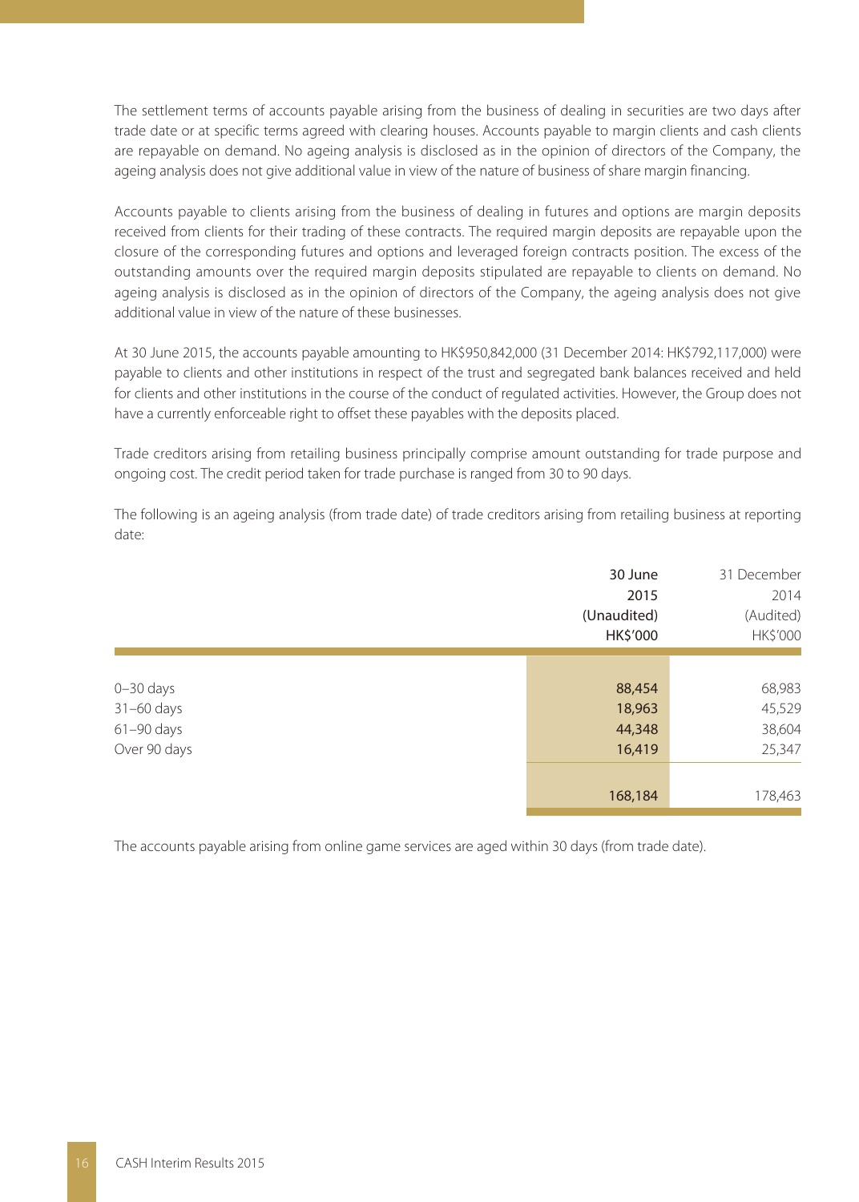The settlement terms of accounts payable arising from the business of dealing in securities are two days after trade date or at specific terms agreed with clearing houses. Accounts payable to margin clients and cash clients are repayable on demand. No ageing analysis is disclosed as in the opinion of directors of the Company, the ageing analysis does not give additional value in view of the nature of business of share margin financing.

Accounts payable to clients arising from the business of dealing in futures and options are margin deposits received from clients for their trading of these contracts. The required margin deposits are repayable upon the closure of the corresponding futures and options and leveraged foreign contracts position. The excess of the outstanding amounts over the required margin deposits stipulated are repayable to clients on demand. No ageing analysis is disclosed as in the opinion of directors of the Company, the ageing analysis does not give additional value in view of the nature of these businesses.

At 30 June 2015, the accounts payable amounting to HK$950,842,000 (31 December 2014: HK$792,117,000) were payable to clients and other institutions in respect of the trust and segregated bank balances received and held for clients and other institutions in the course of the conduct of regulated activities. However, the Group does not have a currently enforceable right to offset these payables with the deposits placed.

Trade creditors arising from retailing business principally comprise amount outstanding for trade purpose and ongoing cost. The credit period taken for trade purchase is ranged from 30 to 90 days.

The following is an ageing analysis (from trade date) of trade creditors arising from retailing business at reporting date:

| | 30 June 2015 (Unaudited) HK$'000 | 31 December 2014 (Audited) HK$'000 |
|---|---|---|
| 0–30 days | 88,454 | 68,983 |
| 31–60 days | 18,963 | 45,529 |
| 61–90 days | 44,348 | 38,604 |
| Over 90 days | 16,419 | 25,347 |
| | 168,184 | 178,463 |

The accounts payable arising from online game services are aged within 30 days (from trade date).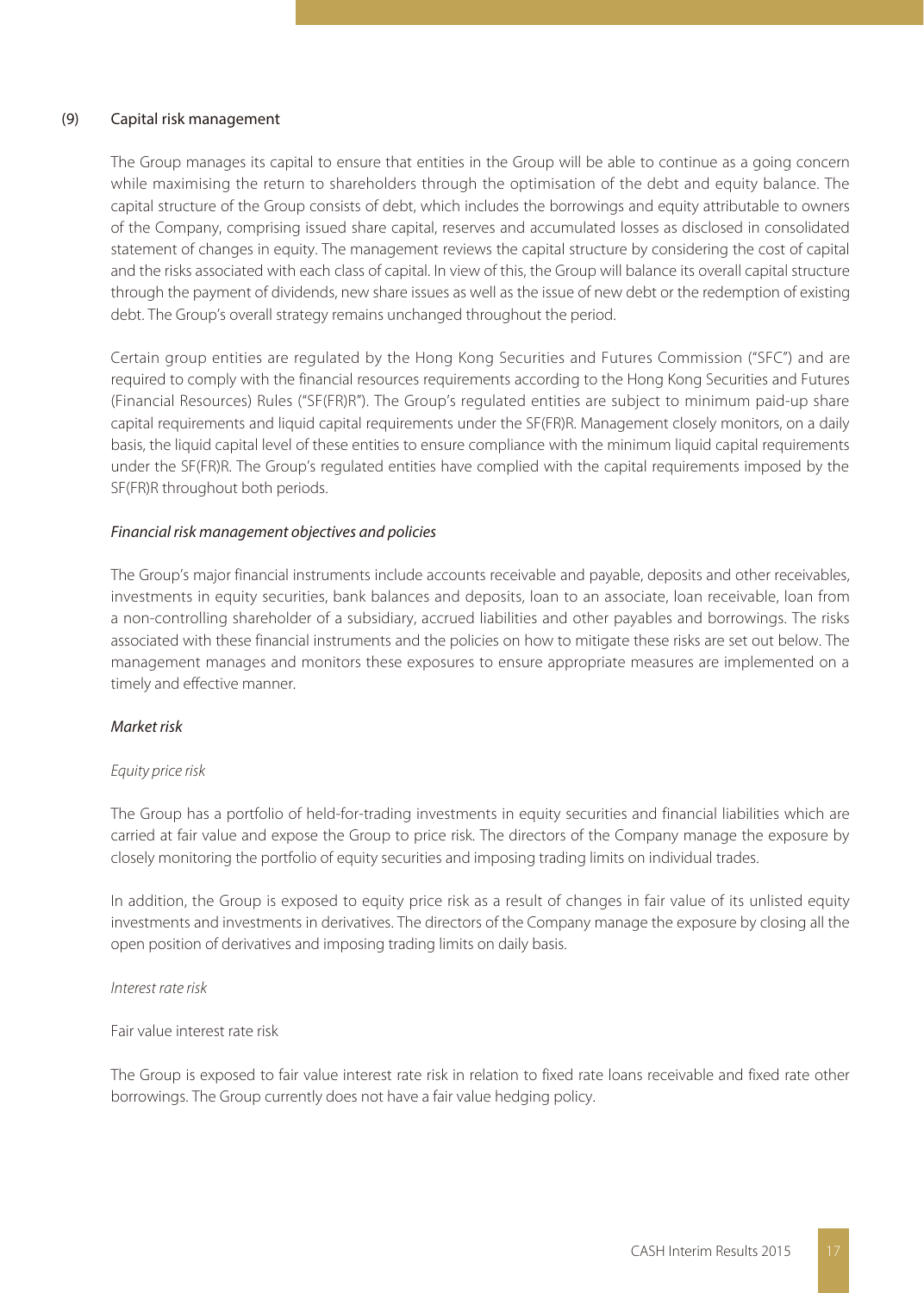### (9) Capital risk management

The Group manages its capital to ensure that entities in the Group will be able to continue as a going concern while maximising the return to shareholders through the optimisation of the debt and equity balance. The capital structure of the Group consists of debt, which includes the borrowings and equity attributable to owners of the Company, comprising issued share capital, reserves and accumulated losses as disclosed in consolidated statement of changes in equity. The management reviews the capital structure by considering the cost of capital and the risks associated with each class of capital. In view of this, the Group will balance its overall capital structure through the payment of dividends, new share issues as well as the issue of new debt or the redemption of existing debt. The Group's overall strategy remains unchanged throughout the period.

Certain group entities are regulated by the Hong Kong Securities and Futures Commission ("SFC") and are required to comply with the financial resources requirements according to the Hong Kong Securities and Futures (Financial Resources) Rules ("SF(FR)R"). The Group's regulated entities are subject to minimum paid-up share capital requirements and liquid capital requirements under the SF(FR)R. Management closely monitors, on a daily basis, the liquid capital level of these entities to ensure compliance with the minimum liquid capital requirements under the SF(FR)R. The Group's regulated entities have complied with the capital requirements imposed by the SF(FR)R throughout both periods.

*Financial risk management objectives and policies*

The Group's major financial instruments include accounts receivable and payable, deposits and other receivables, investments in equity securities, bank balances and deposits, loan to an associate, loan receivable, loan from a non-controlling shareholder of a subsidiary, accrued liabilities and other payables and borrowings. The risks associated with these financial instruments and the policies on how to mitigate these risks are set out below. The management manages and monitors these exposures to ensure appropriate measures are implemented on a timely and effective manner.

*Market risk*

*Equity price risk*

The Group has a portfolio of held-for-trading investments in equity securities and financial liabilities which are carried at fair value and expose the Group to price risk. The directors of the Company manage the exposure by closely monitoring the portfolio of equity securities and imposing trading limits on individual trades.

In addition, the Group is exposed to equity price risk as a result of changes in fair value of its unlisted equity investments and investments in derivatives. The directors of the Company manage the exposure by closing all the open position of derivatives and imposing trading limits on daily basis.

*Interest rate risk*

Fair value interest rate risk

The Group is exposed to fair value interest rate risk in relation to fixed rate loans receivable and fixed rate other borrowings. The Group currently does not have a fair value hedging policy.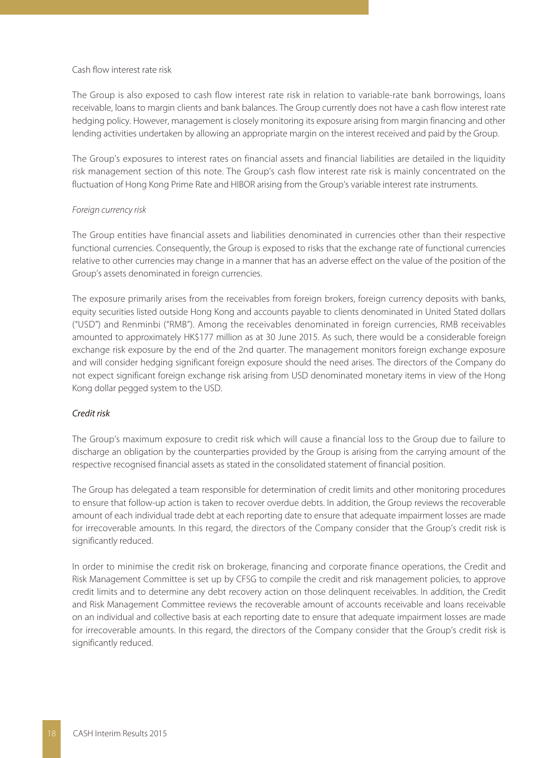Cash flow interest rate risk

The Group is also exposed to cash flow interest rate risk in relation to variable-rate bank borrowings, loans receivable, loans to margin clients and bank balances. The Group currently does not have a cash flow interest rate hedging policy. However, management is closely monitoring its exposure arising from margin financing and other lending activities undertaken by allowing an appropriate margin on the interest received and paid by the Group.

The Group's exposures to interest rates on financial assets and financial liabilities are detailed in the liquidity risk management section of this note. The Group's cash flow interest rate risk is mainly concentrated on the fluctuation of Hong Kong Prime Rate and HIBOR arising from the Group's variable interest rate instruments.

*Foreign currency risk*

The Group entities have financial assets and liabilities denominated in currencies other than their respective functional currencies. Consequently, the Group is exposed to risks that the exchange rate of functional currencies relative to other currencies may change in a manner that has an adverse effect on the value of the position of the Group's assets denominated in foreign currencies.

The exposure primarily arises from the receivables from foreign brokers, foreign currency deposits with banks, equity securities listed outside Hong Kong and accounts payable to clients denominated in United Stated dollars ("USD") and Renminbi ("RMB"). Among the receivables denominated in foreign currencies, RMB receivables amounted to approximately HK$177 million as at 30 June 2015. As such, there would be a considerable foreign exchange risk exposure by the end of the 2nd quarter. The management monitors foreign exchange exposure and will consider hedging significant foreign exposure should the need arises. The directors of the Company do not expect significant foreign exchange risk arising from USD denominated monetary items in view of the Hong Kong dollar pegged system to the USD.

*Credit risk*

The Group's maximum exposure to credit risk which will cause a financial loss to the Group due to failure to discharge an obligation by the counterparties provided by the Group is arising from the carrying amount of the respective recognised financial assets as stated in the consolidated statement of financial position.

The Group has delegated a team responsible for determination of credit limits and other monitoring procedures to ensure that follow-up action is taken to recover overdue debts. In addition, the Group reviews the recoverable amount of each individual trade debt at each reporting date to ensure that adequate impairment losses are made for irrecoverable amounts. In this regard, the directors of the Company consider that the Group's credit risk is significantly reduced.

In order to minimise the credit risk on brokerage, financing and corporate finance operations, the Credit and Risk Management Committee is set up by CFSG to compile the credit and risk management policies, to approve credit limits and to determine any debt recovery action on those delinquent receivables. In addition, the Credit and Risk Management Committee reviews the recoverable amount of accounts receivable and loans receivable on an individual and collective basis at each reporting date to ensure that adequate impairment losses are made for irrecoverable amounts. In this regard, the directors of the Company consider that the Group's credit risk is significantly reduced.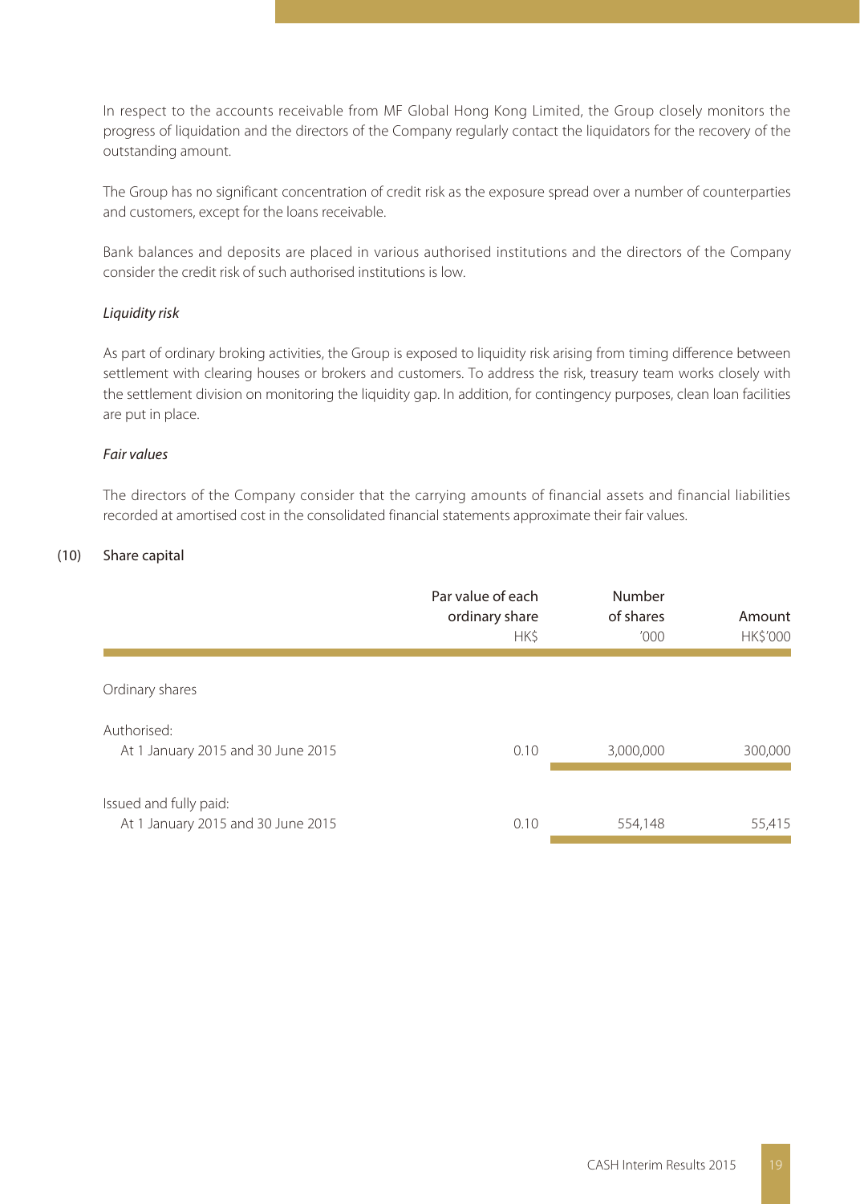In respect to the accounts receivable from MF Global Hong Kong Limited, the Group closely monitors the progress of liquidation and the directors of the Company regularly contact the liquidators for the recovery of the outstanding amount.

The Group has no significant concentration of credit risk as the exposure spread over a number of counterparties and customers, except for the loans receivable.

Bank balances and deposits are placed in various authorised institutions and the directors of the Company consider the credit risk of such authorised institutions is low.

*Liquidity risk*

As part of ordinary broking activities, the Group is exposed to liquidity risk arising from timing difference between settlement with clearing houses or brokers and customers. To address the risk, treasury team works closely with the settlement division on monitoring the liquidity gap. In addition, for contingency purposes, clean loan facilities are put in place.

*Fair values*

The directors of the Company consider that the carrying amounts of financial assets and financial liabilities recorded at amortised cost in the consolidated financial statements approximate their fair values.

## (10) Share capital

| | Par value of each ordinary share HK$ | Number of shares '000 | Amount HK$'000 |
|---|---|---|---|
| Ordinary shares | | | |
| Authorised: | | | |
| At 1 January 2015 and 30 June 2015 | 0.10 | 3,000,000 | 300,000 |
| Issued and fully paid: | | | |
| At 1 January 2015 and 30 June 2015 | 0.10 | 554,148 | 55,415 |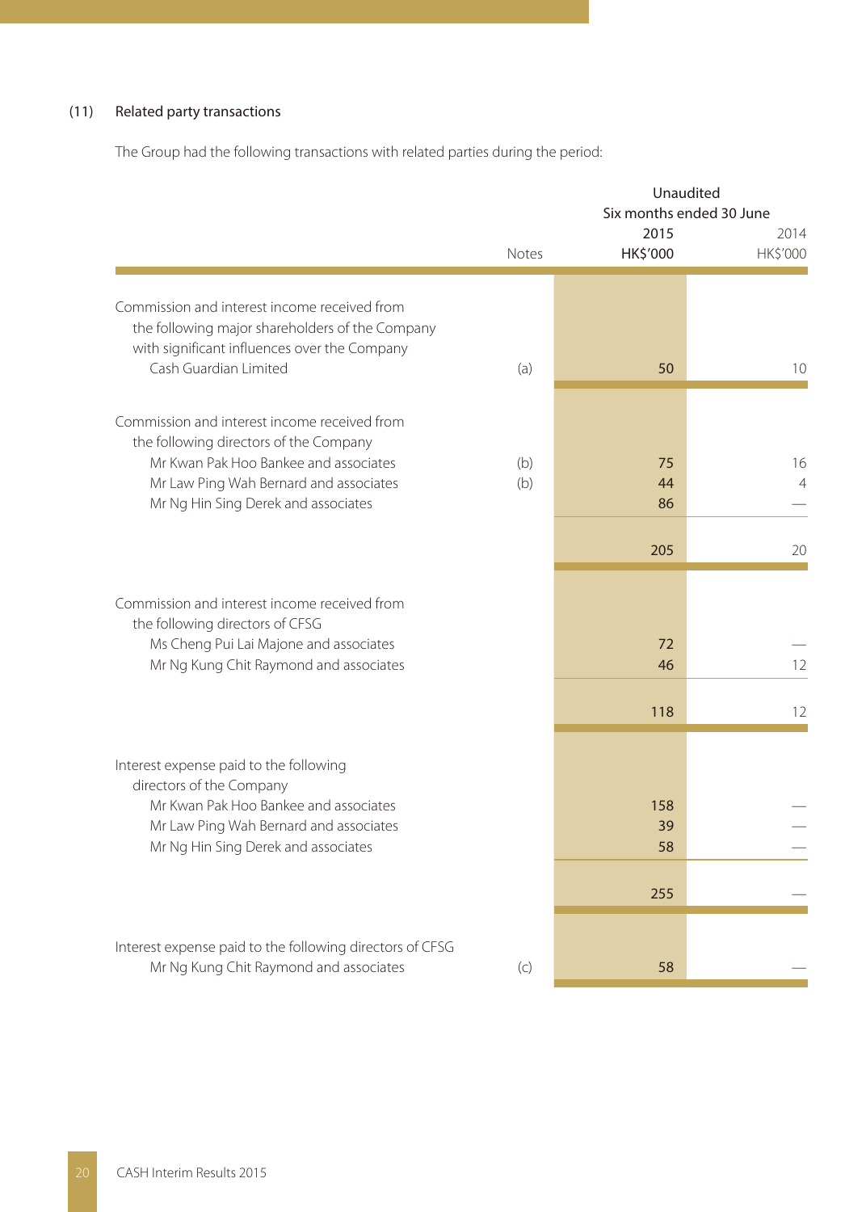### (11) Related party transactions

The Group had the following transactions with related parties during the period:

| | Notes | Unaudited Six months ended 30 June 2015 HK$'000 | 2014 HK$'000 |
|---|---|---|---|
| Commission and interest income received from the following major shareholders of the Company with significant influences over the Company | | | |
| Cash Guardian Limited | (a) | 50 | 10 |
| Commission and interest income received from the following directors of the Company | | | |
| Mr Kwan Pak Hoo Bankee and associates | (b) | 75 | 16 |
| Mr Law Ping Wah Bernard and associates | (b) | 44 | 4 |
| Mr Ng Hin Sing Derek and associates | | 86 | — |
| | | 205 | 20 |
| Commission and interest income received from the following directors of CFSG | | | |
| Ms Cheng Pui Lai Majone and associates | | 72 | — |
| Mr Ng Kung Chit Raymond and associates | | 46 | 12 |
| | | 118 | 12 |
| Interest expense paid to the following directors of the Company | | | |
| Mr Kwan Pak Hoo Bankee and associates | | 158 | — |
| Mr Law Ping Wah Bernard and associates | | 39 | — |
| Mr Ng Hin Sing Derek and associates | | 58 | — |
| | | 255 | — |
| Interest expense paid to the following directors of CFSG | | | |
| Mr Ng Kung Chit Raymond and associates | (c) | 58 | — |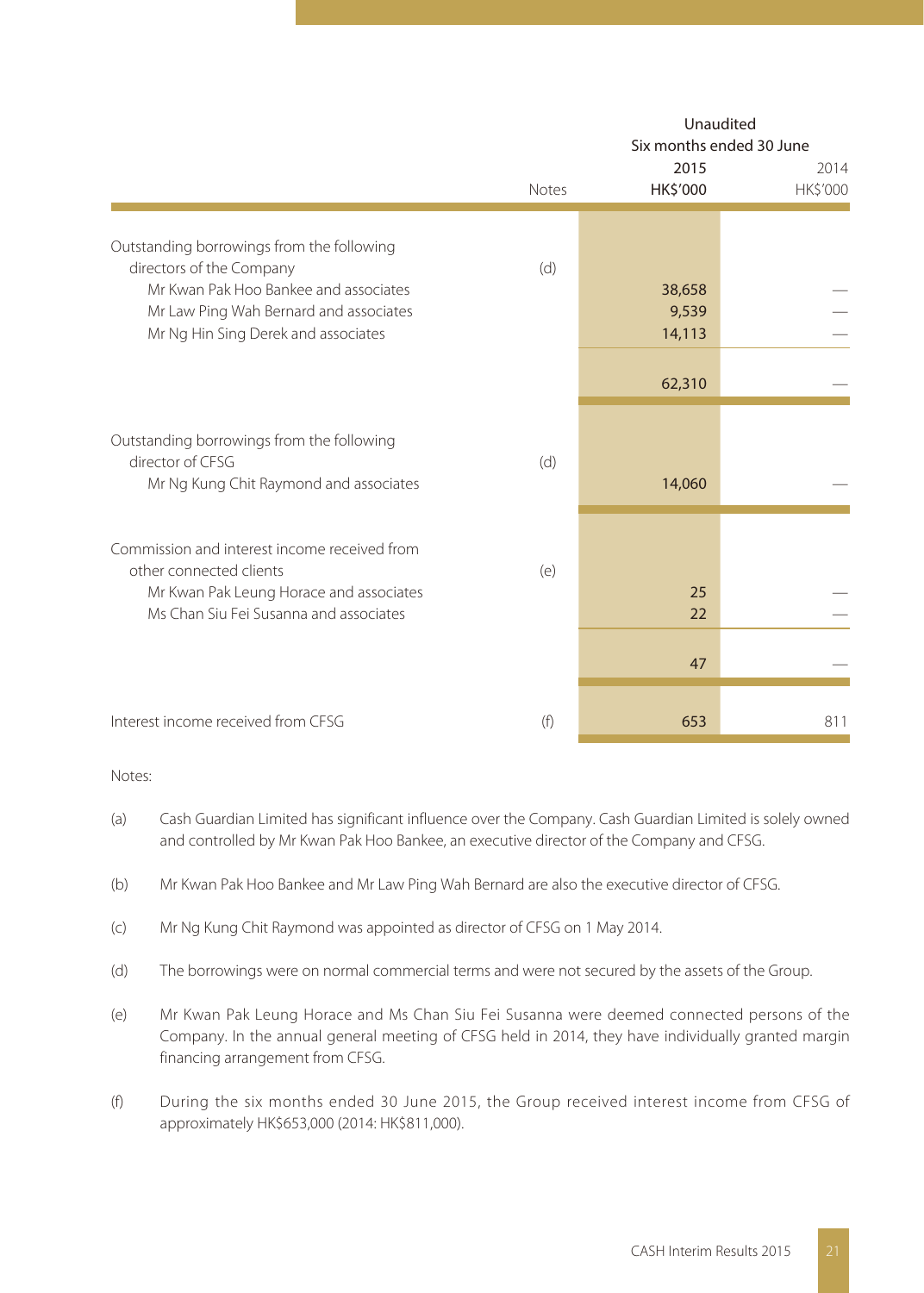| | Notes | Unaudited Six months ended 30 June 2015 HK$'000 | 2014 HK$'000 |
|---|---|---|---|
| Outstanding borrowings from the following directors of the Company | (d) | | |
| Mr Kwan Pak Hoo Bankee and associates | | 38,658 | — |
| Mr Law Ping Wah Bernard and associates | | 9,539 | — |
| Mr Ng Hin Sing Derek and associates | | 14,113 | — |
| | | 62,310 | — |
| Outstanding borrowings from the following director of CFSG | (d) | | |
| Mr Ng Kung Chit Raymond and associates | | 14,060 | — |
| Commission and interest income received from other connected clients | (e) | | |
| Mr Kwan Pak Leung Horace and associates | | 25 | — |
| Ms Chan Siu Fei Susanna and associates | | 22 | — |
| | | 47 | — |
| Interest income received from CFSG | (f) | 653 | 811 |

Notes:

(a) Cash Guardian Limited has significant influence over the Company. Cash Guardian Limited is solely owned and controlled by Mr Kwan Pak Hoo Bankee, an executive director of the Company and CFSG.

(b) Mr Kwan Pak Hoo Bankee and Mr Law Ping Wah Bernard are also the executive director of CFSG.

(c) Mr Ng Kung Chit Raymond was appointed as director of CFSG on 1 May 2014.

(d) The borrowings were on normal commercial terms and were not secured by the assets of the Group.

(e) Mr Kwan Pak Leung Horace and Ms Chan Siu Fei Susanna were deemed connected persons of the Company. In the annual general meeting of CFSG held in 2014, they have individually granted margin financing arrangement from CFSG.

(f) During the six months ended 30 June 2015, the Group received interest income from CFSG of approximately HK$653,000 (2014: HK$811,000).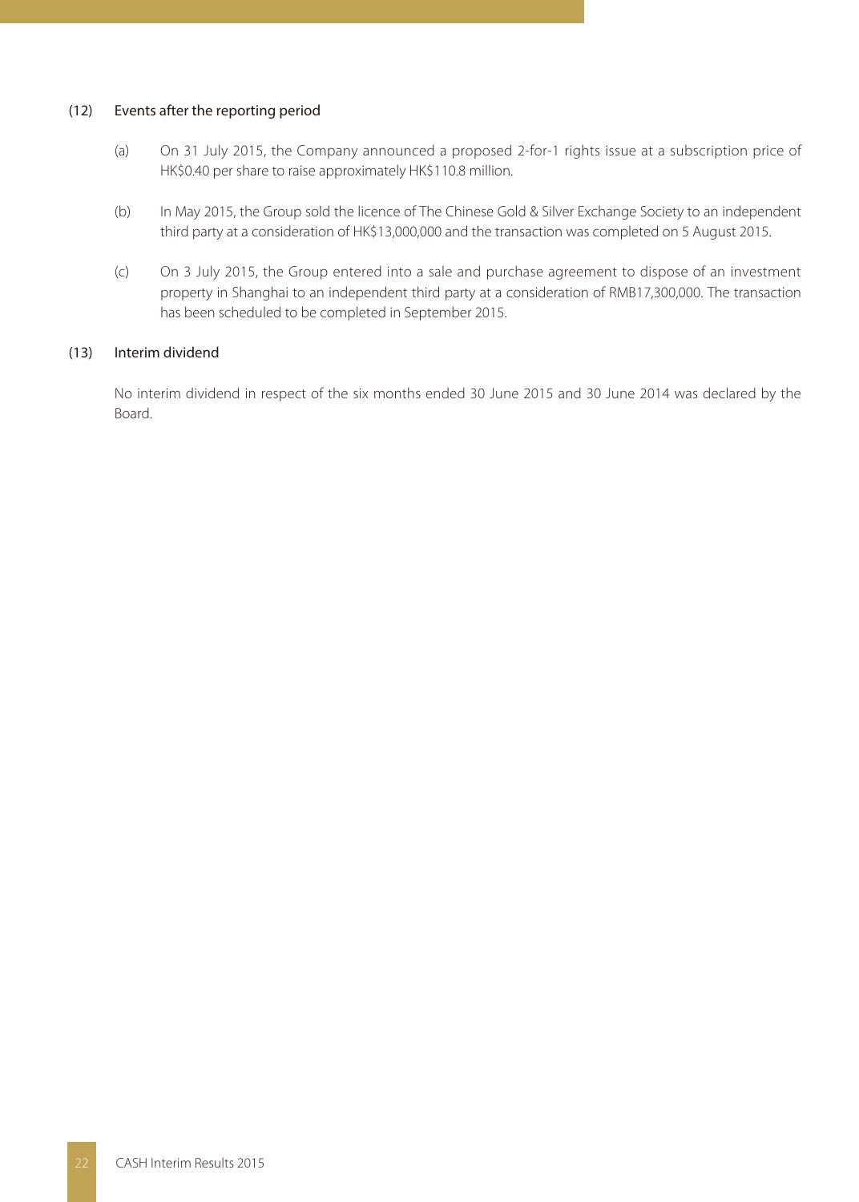### (12) Events after the reporting period

(a) On 31 July 2015, the Company announced a proposed 2-for-1 rights issue at a subscription price of HK$0.40 per share to raise approximately HK$110.8 million.

(b) In May 2015, the Group sold the licence of The Chinese Gold & Silver Exchange Society to an independent third party at a consideration of HK$13,000,000 and the transaction was completed on 5 August 2015.

(c) On 3 July 2015, the Group entered into a sale and purchase agreement to dispose of an investment property in Shanghai to an independent third party at a consideration of RMB17,300,000. The transaction has been scheduled to be completed in September 2015.

### (13) Interim dividend

No interim dividend in respect of the six months ended 30 June 2015 and 30 June 2014 was declared by the Board.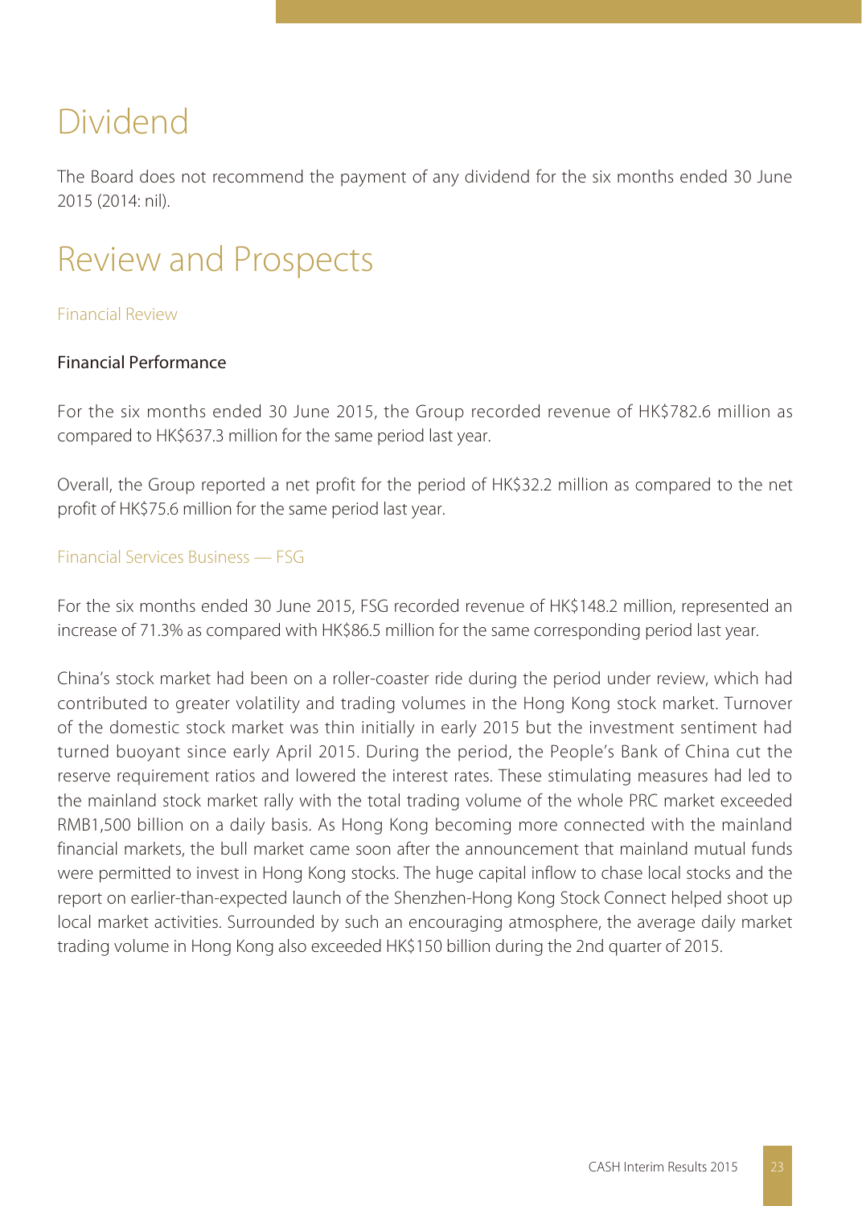# Dividend

The Board does not recommend the payment of any dividend for the six months ended 30 June 2015 (2014: nil).

# Review and Prospects

## Financial Review

### Financial Performance

For the six months ended 30 June 2015, the Group recorded revenue of HK$782.6 million as compared to HK$637.3 million for the same period last year.

Overall, the Group reported a net profit for the period of HK$32.2 million as compared to the net profit of HK$75.6 million for the same period last year.

## Financial Services Business — FSG

For the six months ended 30 June 2015, FSG recorded revenue of HK$148.2 million, represented an increase of 71.3% as compared with HK$86.5 million for the same corresponding period last year.

China's stock market had been on a roller-coaster ride during the period under review, which had contributed to greater volatility and trading volumes in the Hong Kong stock market. Turnover of the domestic stock market was thin initially in early 2015 but the investment sentiment had turned buoyant since early April 2015. During the period, the People's Bank of China cut the reserve requirement ratios and lowered the interest rates. These stimulating measures had led to the mainland stock market rally with the total trading volume of the whole PRC market exceeded RMB1,500 billion on a daily basis. As Hong Kong becoming more connected with the mainland financial markets, the bull market came soon after the announcement that mainland mutual funds were permitted to invest in Hong Kong stocks. The huge capital inflow to chase local stocks and the report on earlier-than-expected launch of the Shenzhen-Hong Kong Stock Connect helped shoot up local market activities. Surrounded by such an encouraging atmosphere, the average daily market trading volume in Hong Kong also exceeded HK$150 billion during the 2nd quarter of 2015.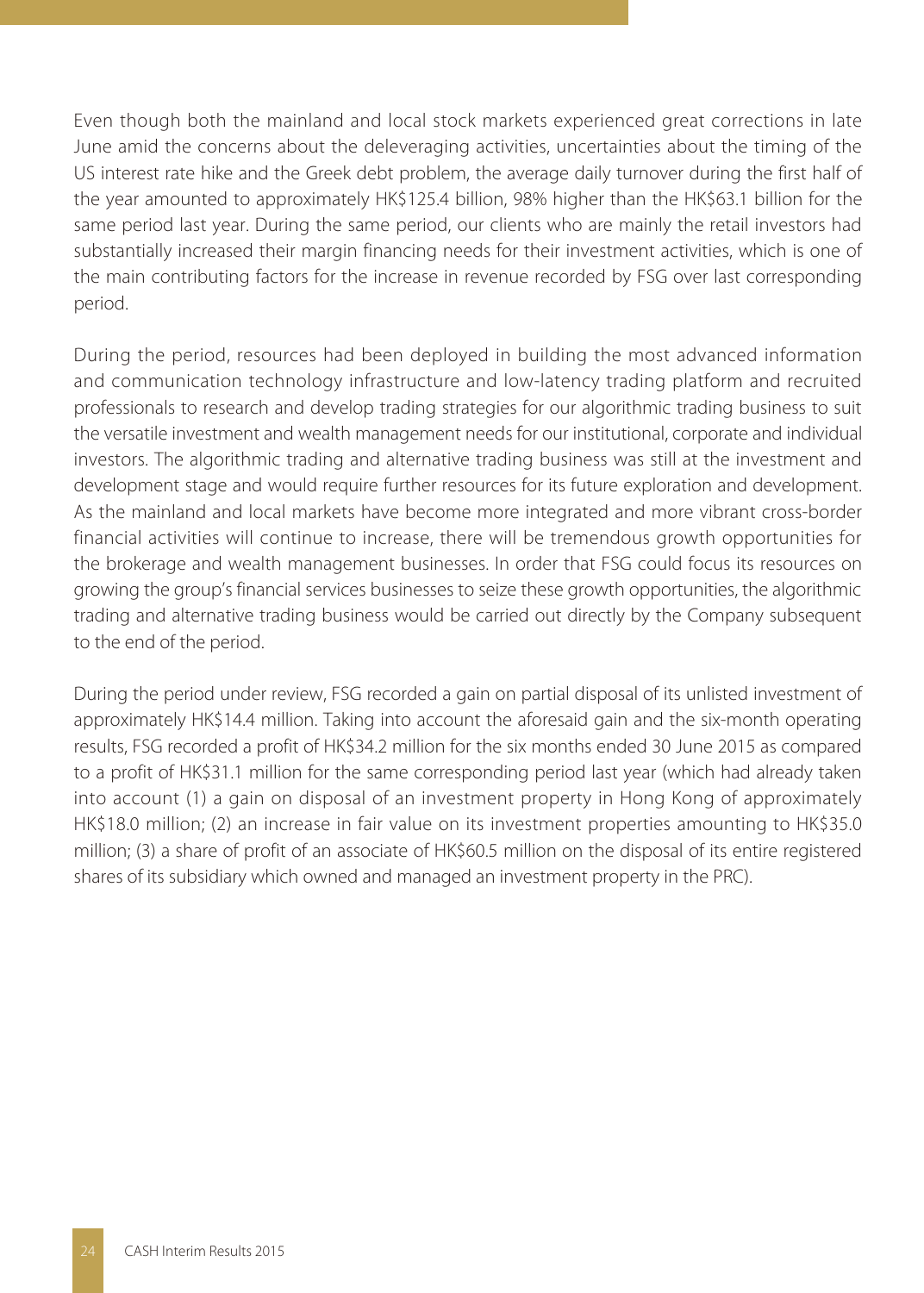Even though both the mainland and local stock markets experienced great corrections in late June amid the concerns about the deleveraging activities, uncertainties about the timing of the US interest rate hike and the Greek debt problem, the average daily turnover during the first half of the year amounted to approximately HK$125.4 billion, 98% higher than the HK$63.1 billion for the same period last year. During the same period, our clients who are mainly the retail investors had substantially increased their margin financing needs for their investment activities, which is one of the main contributing factors for the increase in revenue recorded by FSG over last corresponding period.

During the period, resources had been deployed in building the most advanced information and communication technology infrastructure and low-latency trading platform and recruited professionals to research and develop trading strategies for our algorithmic trading business to suit the versatile investment and wealth management needs for our institutional, corporate and individual investors. The algorithmic trading and alternative trading business was still at the investment and development stage and would require further resources for its future exploration and development. As the mainland and local markets have become more integrated and more vibrant cross-border financial activities will continue to increase, there will be tremendous growth opportunities for the brokerage and wealth management businesses. In order that FSG could focus its resources on growing the group's financial services businesses to seize these growth opportunities, the algorithmic trading and alternative trading business would be carried out directly by the Company subsequent to the end of the period.

During the period under review, FSG recorded a gain on partial disposal of its unlisted investment of approximately HK$14.4 million. Taking into account the aforesaid gain and the six-month operating results, FSG recorded a profit of HK$34.2 million for the six months ended 30 June 2015 as compared to a profit of HK$31.1 million for the same corresponding period last year (which had already taken into account (1) a gain on disposal of an investment property in Hong Kong of approximately HK$18.0 million; (2) an increase in fair value on its investment properties amounting to HK$35.0 million; (3) a share of profit of an associate of HK$60.5 million on the disposal of its entire registered shares of its subsidiary which owned and managed an investment property in the PRC).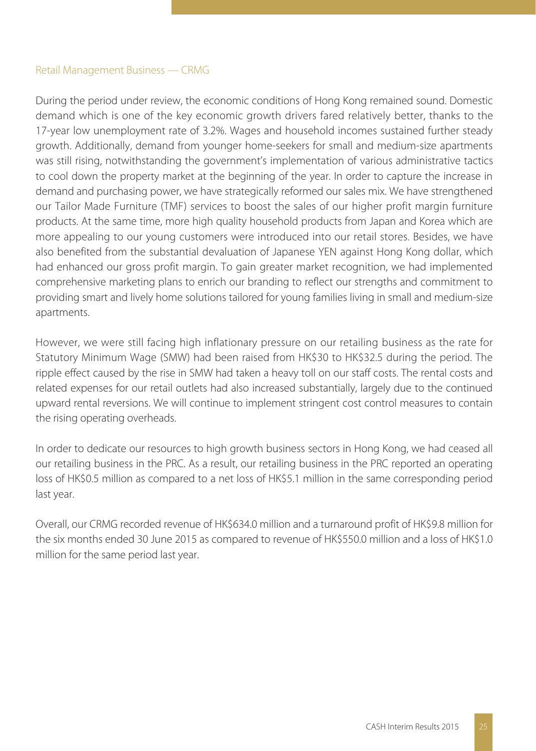### Retail Management Business — CRMG

During the period under review, the economic conditions of Hong Kong remained sound. Domestic demand which is one of the key economic growth drivers fared relatively better, thanks to the 17-year low unemployment rate of 3.2%. Wages and household incomes sustained further steady growth. Additionally, demand from younger home-seekers for small and medium-size apartments was still rising, notwithstanding the government's implementation of various administrative tactics to cool down the property market at the beginning of the year. In order to capture the increase in demand and purchasing power, we have strategically reformed our sales mix. We have strengthened our Tailor Made Furniture (TMF) services to boost the sales of our higher profit margin furniture products. At the same time, more high quality household products from Japan and Korea which are more appealing to our young customers were introduced into our retail stores. Besides, we have also benefited from the substantial devaluation of Japanese YEN against Hong Kong dollar, which had enhanced our gross profit margin. To gain greater market recognition, we had implemented comprehensive marketing plans to enrich our branding to reflect our strengths and commitment to providing smart and lively home solutions tailored for young families living in small and medium-size apartments.

However, we were still facing high inflationary pressure on our retailing business as the rate for Statutory Minimum Wage (SMW) had been raised from HK$30 to HK$32.5 during the period. The ripple effect caused by the rise in SMW had taken a heavy toll on our staff costs. The rental costs and related expenses for our retail outlets had also increased substantially, largely due to the continued upward rental reversions. We will continue to implement stringent cost control measures to contain the rising operating overheads.

In order to dedicate our resources to high growth business sectors in Hong Kong, we had ceased all our retailing business in the PRC. As a result, our retailing business in the PRC reported an operating loss of HK$0.5 million as compared to a net loss of HK$5.1 million in the same corresponding period last year.

Overall, our CRMG recorded revenue of HK$634.0 million and a turnaround profit of HK$9.8 million for the six months ended 30 June 2015 as compared to revenue of HK$550.0 million and a loss of HK$1.0 million for the same period last year.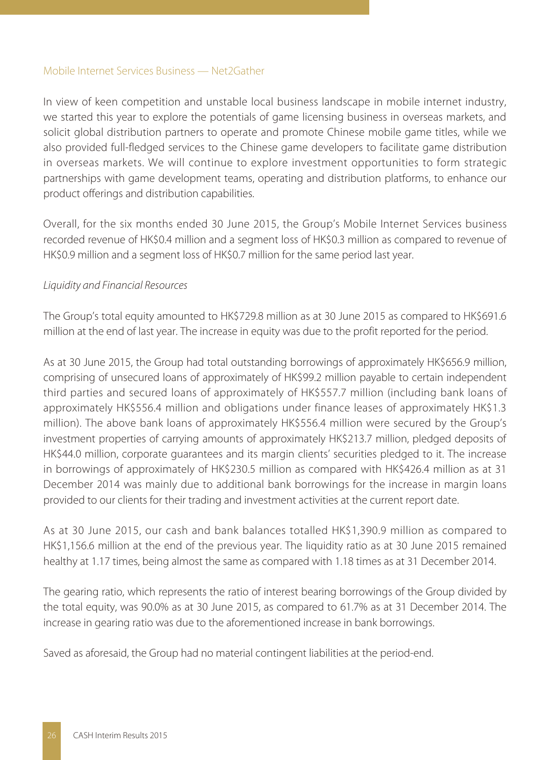### Mobile Internet Services Business — Net2Gather

In view of keen competition and unstable local business landscape in mobile internet industry, we started this year to explore the potentials of game licensing business in overseas markets, and solicit global distribution partners to operate and promote Chinese mobile game titles, while we also provided full-fledged services to the Chinese game developers to facilitate game distribution in overseas markets. We will continue to explore investment opportunities to form strategic partnerships with game development teams, operating and distribution platforms, to enhance our product offerings and distribution capabilities.

Overall, for the six months ended 30 June 2015, the Group's Mobile Internet Services business recorded revenue of HK$0.4 million and a segment loss of HK$0.3 million as compared to revenue of HK$0.9 million and a segment loss of HK$0.7 million for the same period last year.

*Liquidity and Financial Resources*

The Group's total equity amounted to HK$729.8 million as at 30 June 2015 as compared to HK$691.6 million at the end of last year. The increase in equity was due to the profit reported for the period.

As at 30 June 2015, the Group had total outstanding borrowings of approximately HK$656.9 million, comprising of unsecured loans of approximately of HK$99.2 million payable to certain independent third parties and secured loans of approximately of HK$557.7 million (including bank loans of approximately HK$556.4 million and obligations under finance leases of approximately HK$1.3 million). The above bank loans of approximately HK$556.4 million were secured by the Group's investment properties of carrying amounts of approximately HK$213.7 million, pledged deposits of HK$44.0 million, corporate guarantees and its margin clients' securities pledged to it. The increase in borrowings of approximately of HK$230.5 million as compared with HK$426.4 million as at 31 December 2014 was mainly due to additional bank borrowings for the increase in margin loans provided to our clients for their trading and investment activities at the current report date.

As at 30 June 2015, our cash and bank balances totalled HK$1,390.9 million as compared to HK$1,156.6 million at the end of the previous year. The liquidity ratio as at 30 June 2015 remained healthy at 1.17 times, being almost the same as compared with 1.18 times as at 31 December 2014.

The gearing ratio, which represents the ratio of interest bearing borrowings of the Group divided by the total equity, was 90.0% as at 30 June 2015, as compared to 61.7% as at 31 December 2014. The increase in gearing ratio was due to the aforementioned increase in bank borrowings.

Saved as aforesaid, the Group had no material contingent liabilities at the period-end.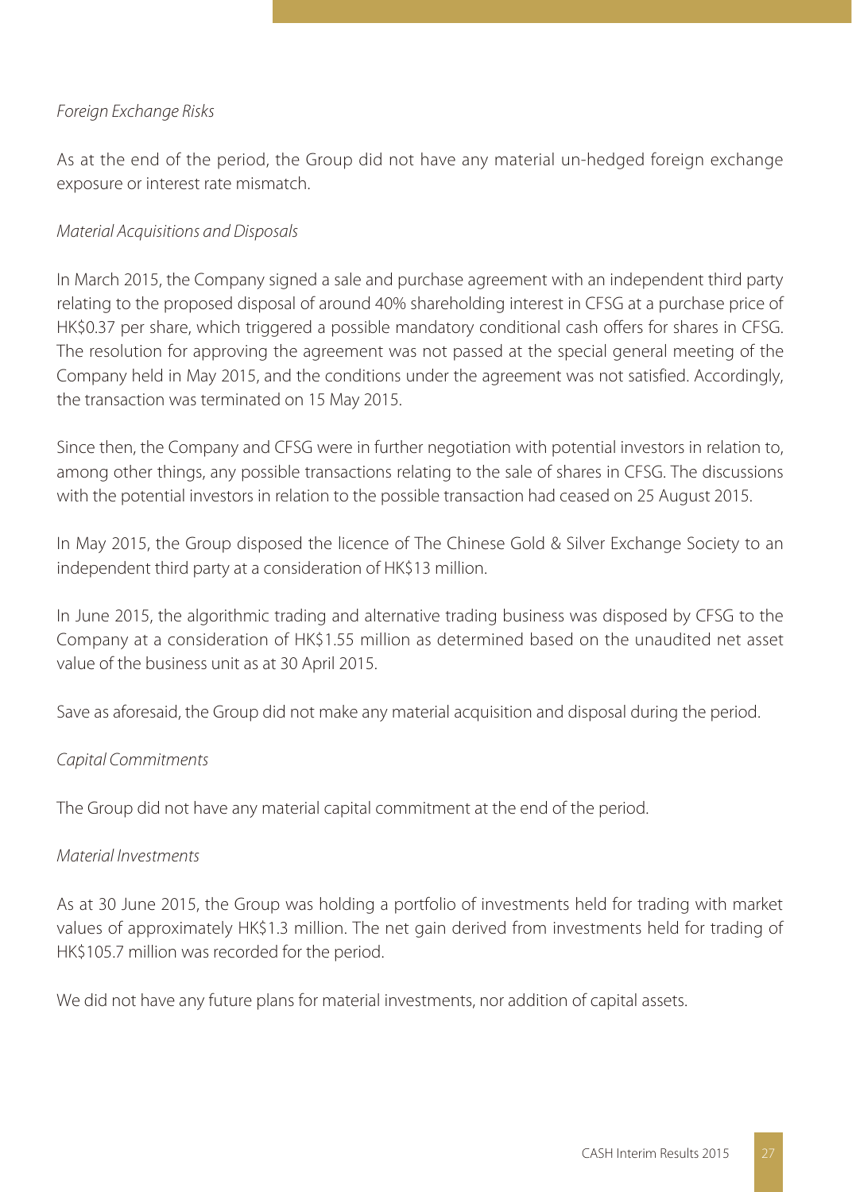*Foreign Exchange Risks*

As at the end of the period, the Group did not have any material un-hedged foreign exchange exposure or interest rate mismatch.

*Material Acquisitions and Disposals*

In March 2015, the Company signed a sale and purchase agreement with an independent third party relating to the proposed disposal of around 40% shareholding interest in CFSG at a purchase price of HK$0.37 per share, which triggered a possible mandatory conditional cash offers for shares in CFSG. The resolution for approving the agreement was not passed at the special general meeting of the Company held in May 2015, and the conditions under the agreement was not satisfied. Accordingly, the transaction was terminated on 15 May 2015.

Since then, the Company and CFSG were in further negotiation with potential investors in relation to, among other things, any possible transactions relating to the sale of shares in CFSG. The discussions with the potential investors in relation to the possible transaction had ceased on 25 August 2015.

In May 2015, the Group disposed the licence of The Chinese Gold & Silver Exchange Society to an independent third party at a consideration of HK$13 million.

In June 2015, the algorithmic trading and alternative trading business was disposed by CFSG to the Company at a consideration of HK$1.55 million as determined based on the unaudited net asset value of the business unit as at 30 April 2015.

Save as aforesaid, the Group did not make any material acquisition and disposal during the period.

*Capital Commitments*

The Group did not have any material capital commitment at the end of the period.

*Material Investments*

As at 30 June 2015, the Group was holding a portfolio of investments held for trading with market values of approximately HK$1.3 million. The net gain derived from investments held for trading of HK$105.7 million was recorded for the period.

We did not have any future plans for material investments, nor addition of capital assets.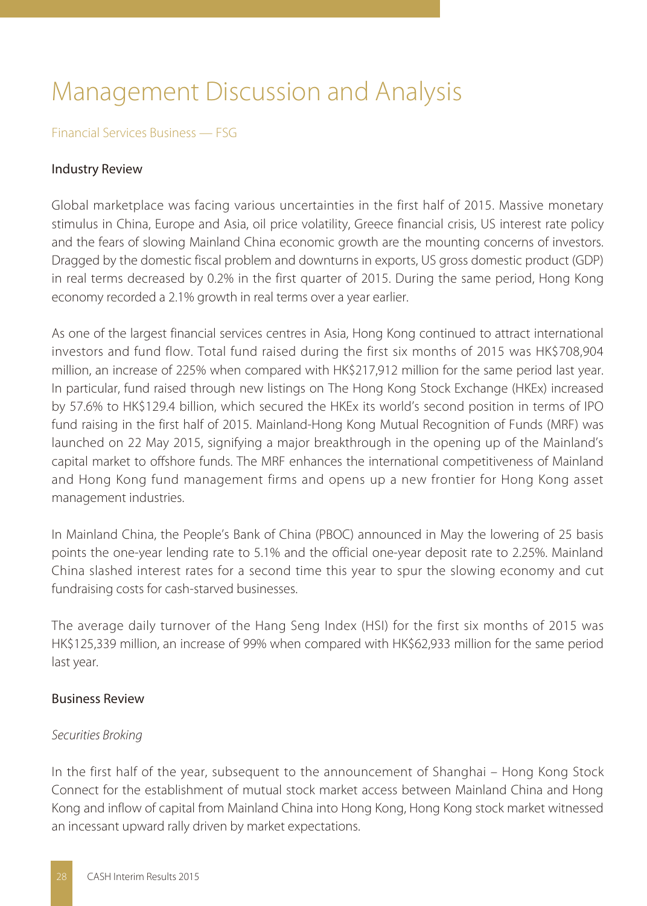# Management Discussion and Analysis

## Financial Services Business — FSG

### Industry Review

Global marketplace was facing various uncertainties in the first half of 2015. Massive monetary stimulus in China, Europe and Asia, oil price volatility, Greece financial crisis, US interest rate policy and the fears of slowing Mainland China economic growth are the mounting concerns of investors. Dragged by the domestic fiscal problem and downturns in exports, US gross domestic product (GDP) in real terms decreased by 0.2% in the first quarter of 2015. During the same period, Hong Kong economy recorded a 2.1% growth in real terms over a year earlier.

As one of the largest financial services centres in Asia, Hong Kong continued to attract international investors and fund flow. Total fund raised during the first six months of 2015 was HK$708,904 million, an increase of 225% when compared with HK$217,912 million for the same period last year. In particular, fund raised through new listings on The Hong Kong Stock Exchange (HKEx) increased by 57.6% to HK$129.4 billion, which secured the HKEx its world's second position in terms of IPO fund raising in the first half of 2015. Mainland-Hong Kong Mutual Recognition of Funds (MRF) was launched on 22 May 2015, signifying a major breakthrough in the opening up of the Mainland's capital market to offshore funds. The MRF enhances the international competitiveness of Mainland and Hong Kong fund management firms and opens up a new frontier for Hong Kong asset management industries.

In Mainland China, the People's Bank of China (PBOC) announced in May the lowering of 25 basis points the one-year lending rate to 5.1% and the official one-year deposit rate to 2.25%. Mainland China slashed interest rates for a second time this year to spur the slowing economy and cut fundraising costs for cash-starved businesses.

The average daily turnover of the Hang Seng Index (HSI) for the first six months of 2015 was HK$125,339 million, an increase of 99% when compared with HK$62,933 million for the same period last year.

### Business Review

*Securities Broking*

In the first half of the year, subsequent to the announcement of Shanghai – Hong Kong Stock Connect for the establishment of mutual stock market access between Mainland China and Hong Kong and inflow of capital from Mainland China into Hong Kong, Hong Kong stock market witnessed an incessant upward rally driven by market expectations.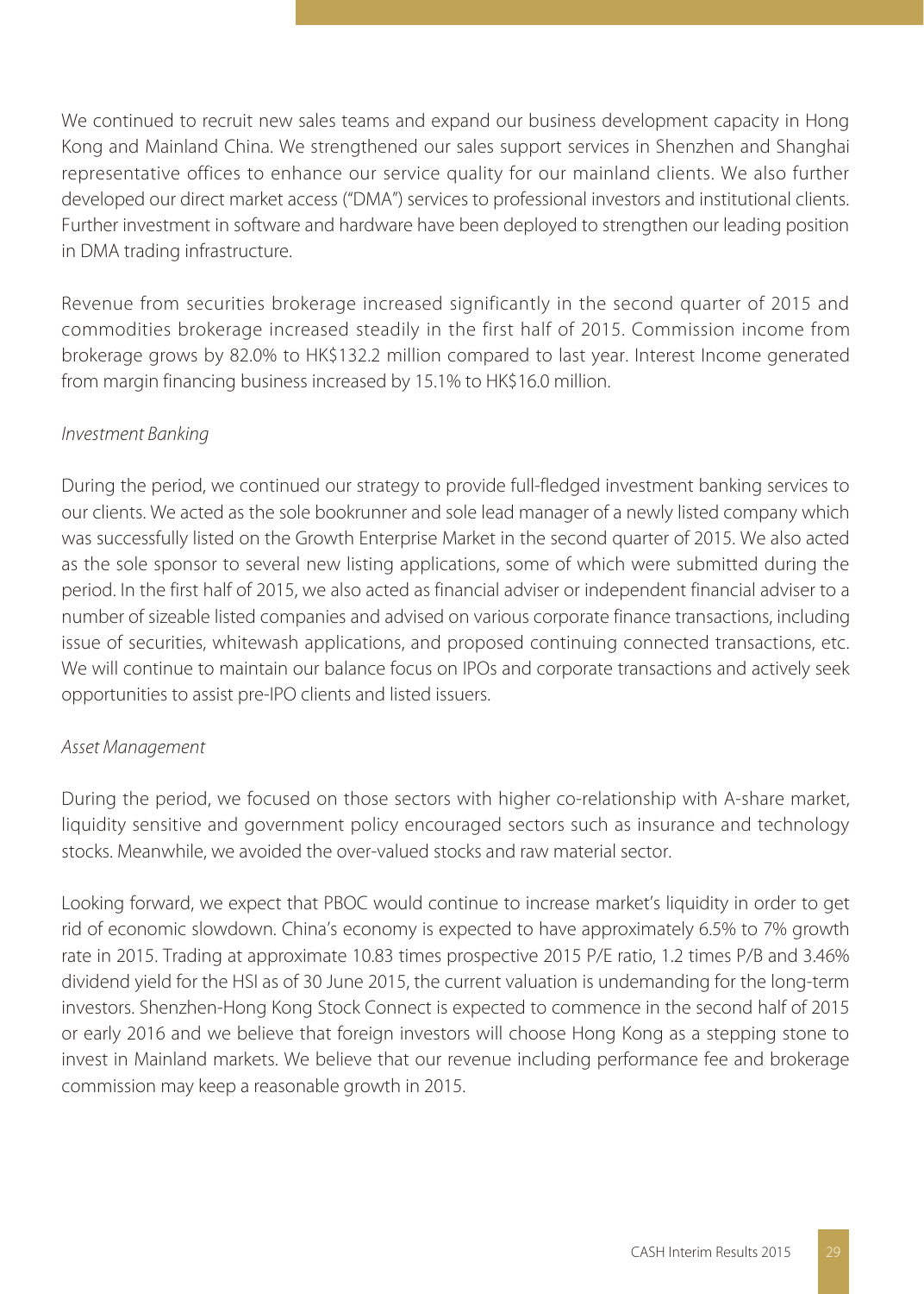We continued to recruit new sales teams and expand our business development capacity in Hong Kong and Mainland China. We strengthened our sales support services in Shenzhen and Shanghai representative offices to enhance our service quality for our mainland clients. We also further developed our direct market access ("DMA") services to professional investors and institutional clients. Further investment in software and hardware have been deployed to strengthen our leading position in DMA trading infrastructure.

Revenue from securities brokerage increased significantly in the second quarter of 2015 and commodities brokerage increased steadily in the first half of 2015. Commission income from brokerage grows by 82.0% to HK$132.2 million compared to last year. Interest Income generated from margin financing business increased by 15.1% to HK$16.0 million.

*Investment Banking*

During the period, we continued our strategy to provide full-fledged investment banking services to our clients. We acted as the sole bookrunner and sole lead manager of a newly listed company which was successfully listed on the Growth Enterprise Market in the second quarter of 2015. We also acted as the sole sponsor to several new listing applications, some of which were submitted during the period. In the first half of 2015, we also acted as financial adviser or independent financial adviser to a number of sizeable listed companies and advised on various corporate finance transactions, including issue of securities, whitewash applications, and proposed continuing connected transactions, etc. We will continue to maintain our balance focus on IPOs and corporate transactions and actively seek opportunities to assist pre-IPO clients and listed issuers.

*Asset Management*

During the period, we focused on those sectors with higher co-relationship with A-share market, liquidity sensitive and government policy encouraged sectors such as insurance and technology stocks. Meanwhile, we avoided the over-valued stocks and raw material sector.

Looking forward, we expect that PBOC would continue to increase market's liquidity in order to get rid of economic slowdown. China's economy is expected to have approximately 6.5% to 7% growth rate in 2015. Trading at approximate 10.83 times prospective 2015 P/E ratio, 1.2 times P/B and 3.46% dividend yield for the HSI as of 30 June 2015, the current valuation is undemanding for the long-term investors. Shenzhen-Hong Kong Stock Connect is expected to commence in the second half of 2015 or early 2016 and we believe that foreign investors will choose Hong Kong as a stepping stone to invest in Mainland markets. We believe that our revenue including performance fee and brokerage commission may keep a reasonable growth in 2015.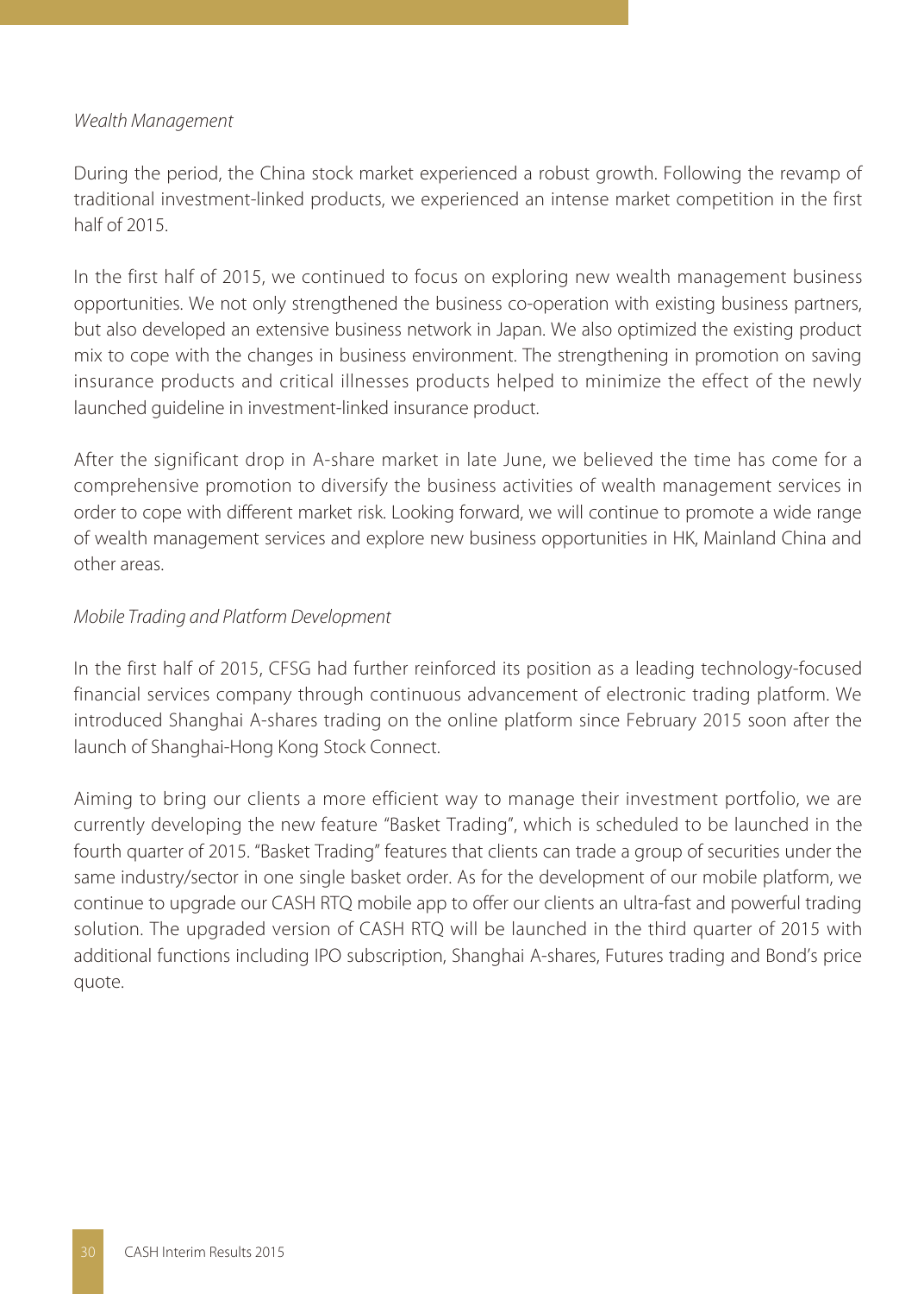*Wealth Management*

During the period, the China stock market experienced a robust growth. Following the revamp of traditional investment-linked products, we experienced an intense market competition in the first half of 2015.

In the first half of 2015, we continued to focus on exploring new wealth management business opportunities. We not only strengthened the business co-operation with existing business partners, but also developed an extensive business network in Japan. We also optimized the existing product mix to cope with the changes in business environment. The strengthening in promotion on saving insurance products and critical illnesses products helped to minimize the effect of the newly launched guideline in investment-linked insurance product.

After the significant drop in A-share market in late June, we believed the time has come for a comprehensive promotion to diversify the business activities of wealth management services in order to cope with different market risk. Looking forward, we will continue to promote a wide range of wealth management services and explore new business opportunities in HK, Mainland China and other areas.

*Mobile Trading and Platform Development*

In the first half of 2015, CFSG had further reinforced its position as a leading technology-focused financial services company through continuous advancement of electronic trading platform. We introduced Shanghai A-shares trading on the online platform since February 2015 soon after the launch of Shanghai-Hong Kong Stock Connect.

Aiming to bring our clients a more efficient way to manage their investment portfolio, we are currently developing the new feature "Basket Trading", which is scheduled to be launched in the fourth quarter of 2015. "Basket Trading" features that clients can trade a group of securities under the same industry/sector in one single basket order. As for the development of our mobile platform, we continue to upgrade our CASH RTQ mobile app to offer our clients an ultra-fast and powerful trading solution. The upgraded version of CASH RTQ will be launched in the third quarter of 2015 with additional functions including IPO subscription, Shanghai A-shares, Futures trading and Bond's price quote.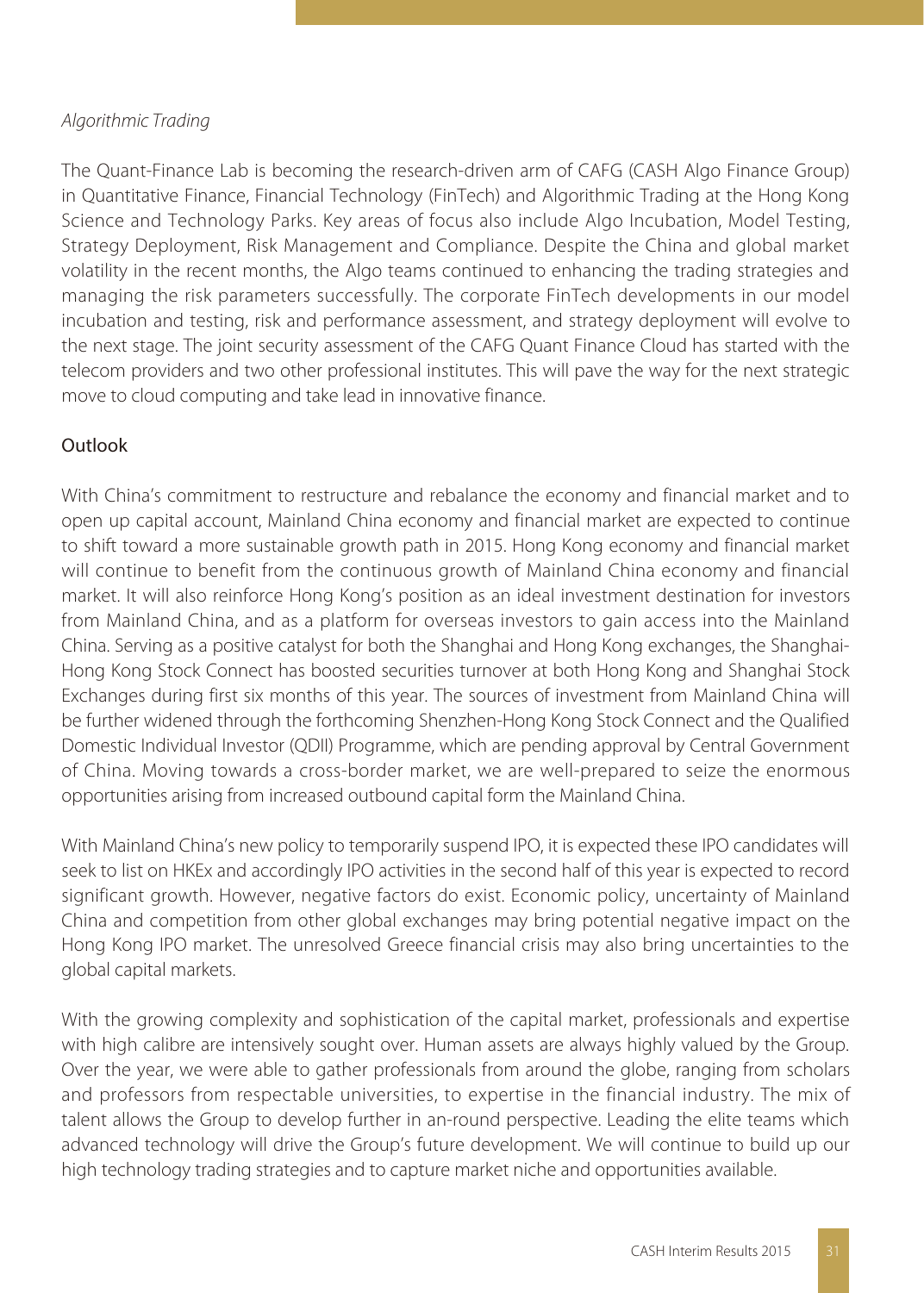*Algorithmic Trading*

The Quant-Finance Lab is becoming the research-driven arm of CAFG (CASH Algo Finance Group) in Quantitative Finance, Financial Technology (FinTech) and Algorithmic Trading at the Hong Kong Science and Technology Parks. Key areas of focus also include Algo Incubation, Model Testing, Strategy Deployment, Risk Management and Compliance. Despite the China and global market volatility in the recent months, the Algo teams continued to enhancing the trading strategies and managing the risk parameters successfully. The corporate FinTech developments in our model incubation and testing, risk and performance assessment, and strategy deployment will evolve to the next stage. The joint security assessment of the CAFG Quant Finance Cloud has started with the telecom providers and two other professional institutes. This will pave the way for the next strategic move to cloud computing and take lead in innovative finance.

## Outlook

With China's commitment to restructure and rebalance the economy and financial market and to open up capital account, Mainland China economy and financial market are expected to continue to shift toward a more sustainable growth path in 2015. Hong Kong economy and financial market will continue to benefit from the continuous growth of Mainland China economy and financial market. It will also reinforce Hong Kong's position as an ideal investment destination for investors from Mainland China, and as a platform for overseas investors to gain access into the Mainland China. Serving as a positive catalyst for both the Shanghai and Hong Kong exchanges, the Shanghai-Hong Kong Stock Connect has boosted securities turnover at both Hong Kong and Shanghai Stock Exchanges during first six months of this year. The sources of investment from Mainland China will be further widened through the forthcoming Shenzhen-Hong Kong Stock Connect and the Qualified Domestic Individual Investor (QDII) Programme, which are pending approval by Central Government of China. Moving towards a cross-border market, we are well-prepared to seize the enormous opportunities arising from increased outbound capital form the Mainland China.

With Mainland China's new policy to temporarily suspend IPO, it is expected these IPO candidates will seek to list on HKEx and accordingly IPO activities in the second half of this year is expected to record significant growth. However, negative factors do exist. Economic policy, uncertainty of Mainland China and competition from other global exchanges may bring potential negative impact on the Hong Kong IPO market. The unresolved Greece financial crisis may also bring uncertainties to the global capital markets.

With the growing complexity and sophistication of the capital market, professionals and expertise with high calibre are intensively sought over. Human assets are always highly valued by the Group. Over the year, we were able to gather professionals from around the globe, ranging from scholars and professors from respectable universities, to expertise in the financial industry. The mix of talent allows the Group to develop further in an-round perspective. Leading the elite teams which advanced technology will drive the Group's future development. We will continue to build up our high technology trading strategies and to capture market niche and opportunities available.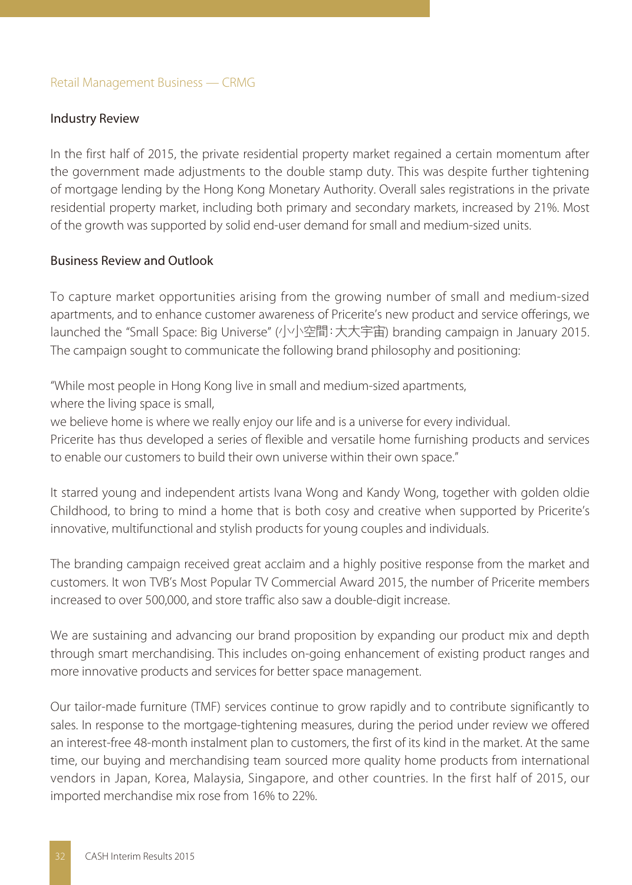## Retail Management Business — CRMG

### Industry Review

In the first half of 2015, the private residential property market regained a certain momentum after the government made adjustments to the double stamp duty. This was despite further tightening of mortgage lending by the Hong Kong Monetary Authority. Overall sales registrations in the private residential property market, including both primary and secondary markets, increased by 21%. Most of the growth was supported by solid end-user demand for small and medium-sized units.

### Business Review and Outlook

To capture market opportunities arising from the growing number of small and medium-sized apartments, and to enhance customer awareness of Pricerite's new product and service offerings, we launched the "Small Space: Big Universe" (小小空間：大大宇宙) branding campaign in January 2015. The campaign sought to communicate the following brand philosophy and positioning:

"While most people in Hong Kong live in small and medium-sized apartments,
where the living space is small,
we believe home is where we really enjoy our life and is a universe for every individual.
Pricerite has thus developed a series of flexible and versatile home furnishing products and services to enable our customers to build their own universe within their own space."

It starred young and independent artists Ivana Wong and Kandy Wong, together with golden oldie Childhood, to bring to mind a home that is both cosy and creative when supported by Pricerite's innovative, multifunctional and stylish products for young couples and individuals.

The branding campaign received great acclaim and a highly positive response from the market and customers. It won TVB's Most Popular TV Commercial Award 2015, the number of Pricerite members increased to over 500,000, and store traffic also saw a double-digit increase.

We are sustaining and advancing our brand proposition by expanding our product mix and depth through smart merchandising. This includes on-going enhancement of existing product ranges and more innovative products and services for better space management.

Our tailor-made furniture (TMF) services continue to grow rapidly and to contribute significantly to sales. In response to the mortgage-tightening measures, during the period under review we offered an interest-free 48-month instalment plan to customers, the first of its kind in the market. At the same time, our buying and merchandising team sourced more quality home products from international vendors in Japan, Korea, Malaysia, Singapore, and other countries. In the first half of 2015, our imported merchandise mix rose from 16% to 22%.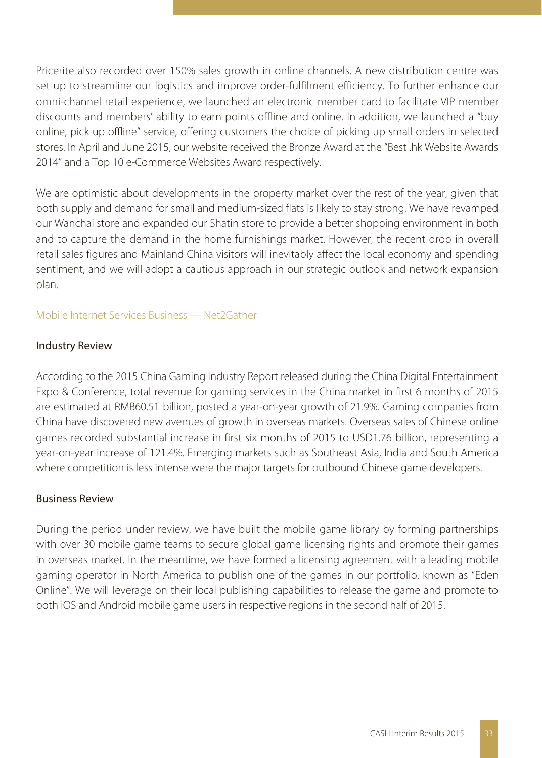Pricerite also recorded over 150% sales growth in online channels. A new distribution centre was set up to streamline our logistics and improve order-fulfilment efficiency. To further enhance our omni-channel retail experience, we launched an electronic member card to facilitate VIP member discounts and members' ability to earn points offline and online. In addition, we launched a "buy online, pick up offline" service, offering customers the choice of picking up small orders in selected stores. In April and June 2015, our website received the Bronze Award at the "Best .hk Website Awards 2014" and a Top 10 e-Commerce Websites Award respectively.

We are optimistic about developments in the property market over the rest of the year, given that both supply and demand for small and medium-sized flats is likely to stay strong. We have revamped our Wanchai store and expanded our Shatin store to provide a better shopping environment in both and to capture the demand in the home furnishings market. However, the recent drop in overall retail sales figures and Mainland China visitors will inevitably affect the local economy and spending sentiment, and we will adopt a cautious approach in our strategic outlook and network expansion plan.

## Mobile Internet Services Business — Net2Gather

### Industry Review

According to the 2015 China Gaming Industry Report released during the China Digital Entertainment Expo & Conference, total revenue for gaming services in the China market in first 6 months of 2015 are estimated at RMB60.51 billion, posted a year-on-year growth of 21.9%. Gaming companies from China have discovered new avenues of growth in overseas markets. Overseas sales of Chinese online games recorded substantial increase in first six months of 2015 to USD1.76 billion, representing a year-on-year increase of 121.4%. Emerging markets such as Southeast Asia, India and South America where competition is less intense were the major targets for outbound Chinese game developers.

### Business Review

During the period under review, we have built the mobile game library by forming partnerships with over 30 mobile game teams to secure global game licensing rights and promote their games in overseas market. In the meantime, we have formed a licensing agreement with a leading mobile gaming operator in North America to publish one of the games in our portfolio, known as "Eden Online". We will leverage on their local publishing capabilities to release the game and promote to both iOS and Android mobile game users in respective regions in the second half of 2015.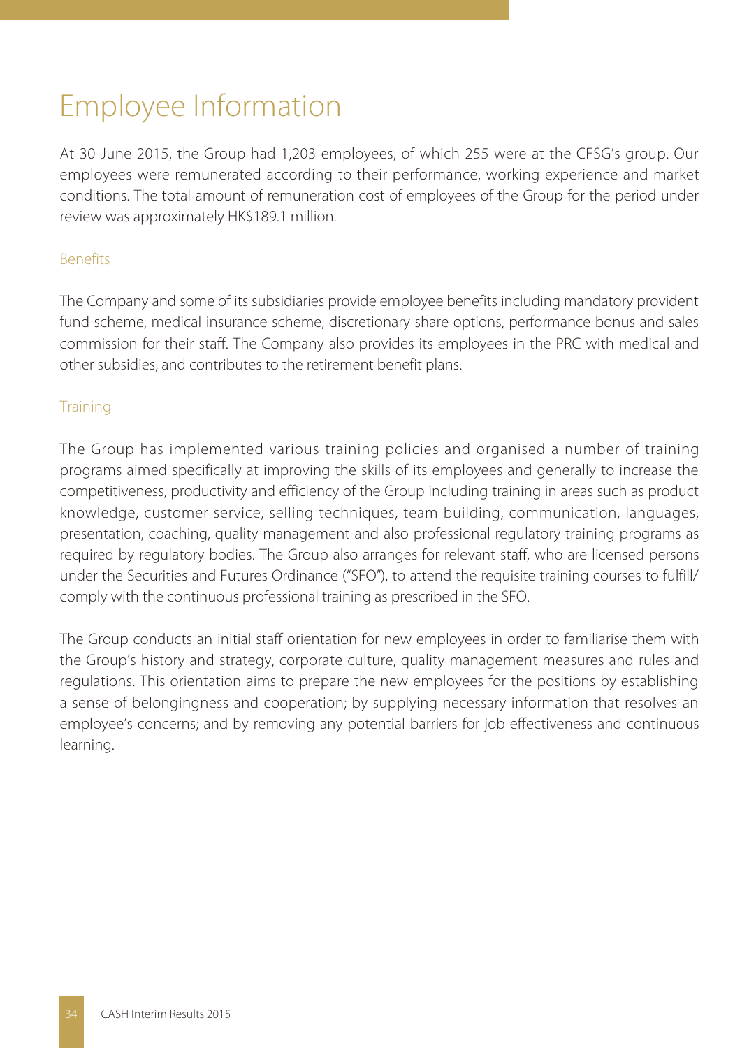# Employee Information

At 30 June 2015, the Group had 1,203 employees, of which 255 were at the CFSG's group. Our employees were remunerated according to their performance, working experience and market conditions. The total amount of remuneration cost of employees of the Group for the period under review was approximately HK$189.1 million.

## Benefits

The Company and some of its subsidiaries provide employee benefits including mandatory provident fund scheme, medical insurance scheme, discretionary share options, performance bonus and sales commission for their staff. The Company also provides its employees in the PRC with medical and other subsidies, and contributes to the retirement benefit plans.

## Training

The Group has implemented various training policies and organised a number of training programs aimed specifically at improving the skills of its employees and generally to increase the competitiveness, productivity and efficiency of the Group including training in areas such as product knowledge, customer service, selling techniques, team building, communication, languages, presentation, coaching, quality management and also professional regulatory training programs as required by regulatory bodies. The Group also arranges for relevant staff, who are licensed persons under the Securities and Futures Ordinance ("SFO"), to attend the requisite training courses to fulfill/comply with the continuous professional training as prescribed in the SFO.

The Group conducts an initial staff orientation for new employees in order to familiarise them with the Group's history and strategy, corporate culture, quality management measures and rules and regulations. This orientation aims to prepare the new employees for the positions by establishing a sense of belongingness and cooperation; by supplying necessary information that resolves an employee's concerns; and by removing any potential barriers for job effectiveness and continuous learning.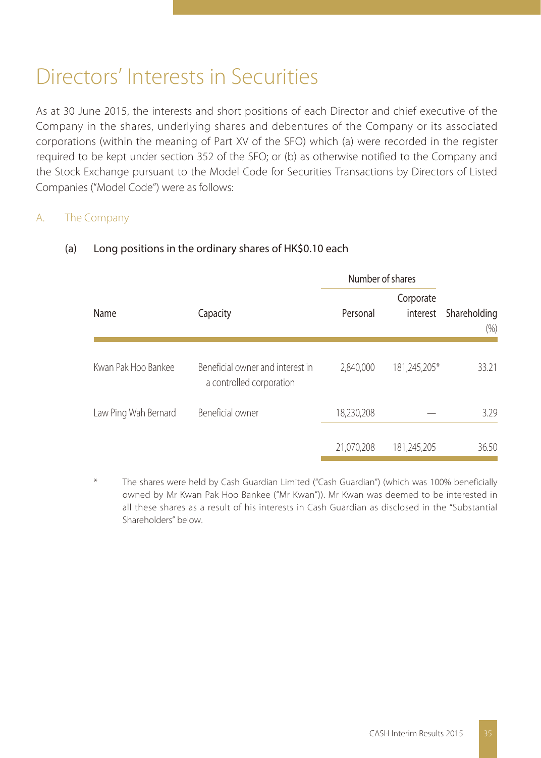# Directors' Interests in Securities

As at 30 June 2015, the interests and short positions of each Director and chief executive of the Company in the shares, underlying shares and debentures of the Company or its associated corporations (within the meaning of Part XV of the SFO) which (a) were recorded in the register required to be kept under section 352 of the SFO; or (b) as otherwise notified to the Company and the Stock Exchange pursuant to the Model Code for Securities Transactions by Directors of Listed Companies ("Model Code") were as follows:

## A. The Company

### (a) Long positions in the ordinary shares of HK$0.10 each

| | | Number of shares | | |
|---|---|---|---|---|
| Name | Capacity | Personal | Corporate interest | Shareholding (%) |
| Kwan Pak Hoo Bankee | Beneficial owner and interest in a controlled corporation | 2,840,000 | 181,245,205* | 33.21 |
| Law Ping Wah Bernard | Beneficial owner | 18,230,208 | — | 3.29 |
| | | 21,070,208 | 181,245,205 | 36.50 |

\* The shares were held by Cash Guardian Limited ("Cash Guardian") (which was 100% beneficially owned by Mr Kwan Pak Hoo Bankee ("Mr Kwan")). Mr Kwan was deemed to be interested in all these shares as a result of his interests in Cash Guardian as disclosed in the "Substantial Shareholders" below.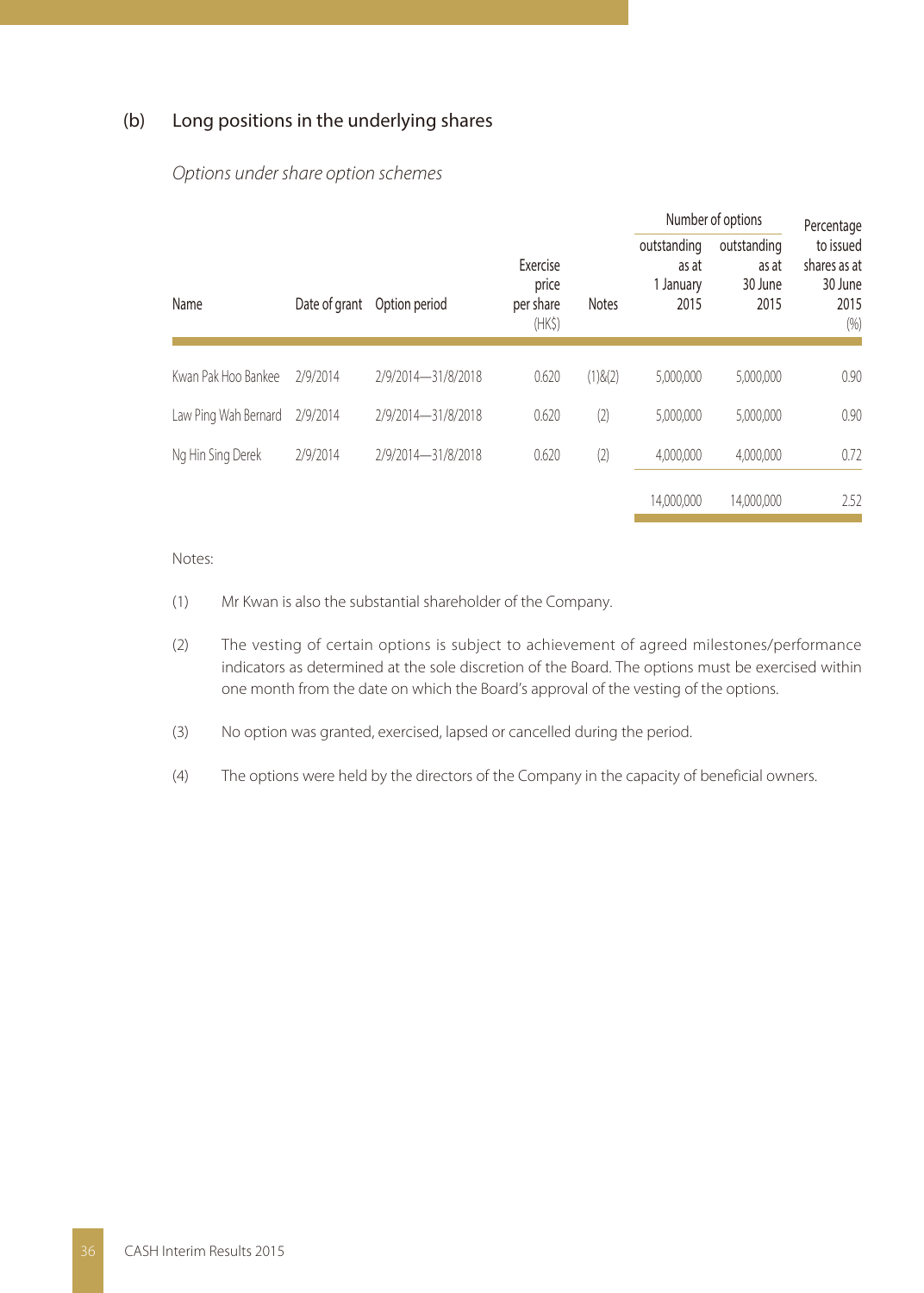## (b) Long positions in the underlying shares

*Options under share option schemes*

| Name | Date of grant | Option period | Exercise price per share (HK$) | Notes | Number of options outstanding as at 1 January 2015 | Number of options outstanding as at 30 June 2015 | Percentage to issued shares as at 30 June 2015 (%) |
|---|---|---|---|---|---|---|---|
| Kwan Pak Hoo Bankee | 2/9/2014 | 2/9/2014—31/8/2018 | 0.620 | (1)&(2) | 5,000,000 | 5,000,000 | 0.90 |
| Law Ping Wah Bernard | 2/9/2014 | 2/9/2014—31/8/2018 | 0.620 | (2) | 5,000,000 | 5,000,000 | 0.90 |
| Ng Hin Sing Derek | 2/9/2014 | 2/9/2014—31/8/2018 | 0.620 | (2) | 4,000,000 | 4,000,000 | 0.72 |
| | | | | | 14,000,000 | 14,000,000 | 2.52 |

Notes:

(1) Mr Kwan is also the substantial shareholder of the Company.

(2) The vesting of certain options is subject to achievement of agreed milestones/performance indicators as determined at the sole discretion of the Board. The options must be exercised within one month from the date on which the Board's approval of the vesting of the options.

(3) No option was granted, exercised, lapsed or cancelled during the period.

(4) The options were held by the directors of the Company in the capacity of beneficial owners.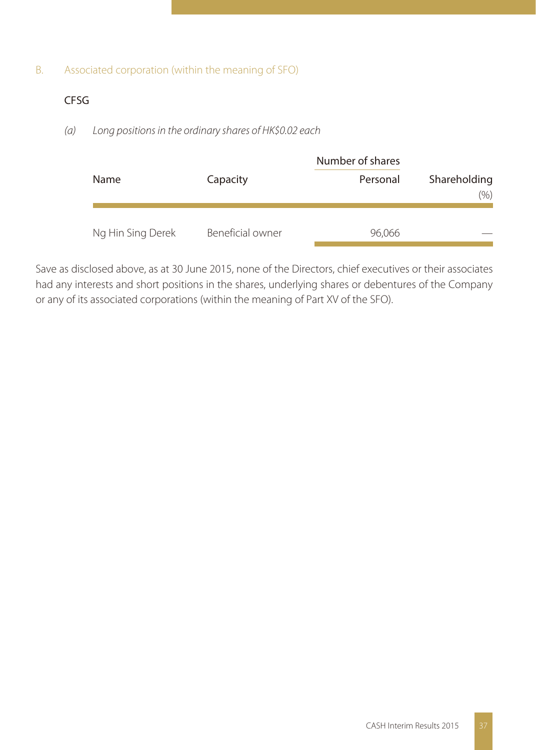B. Associated corporation (within the meaning of SFO)

CFSG

(a) *Long positions in the ordinary shares of HK$0.02 each*

| Name | Capacity | Number of shares | Shareholding |
|---|---|---|---|
| | | Personal | (%) |
| Ng Hin Sing Derek | Beneficial owner | 96,066 | — |

Save as disclosed above, as at 30 June 2015, none of the Directors, chief executives or their associates had any interests and short positions in the shares, underlying shares or debentures of the Company or any of its associated corporations (within the meaning of Part XV of the SFO).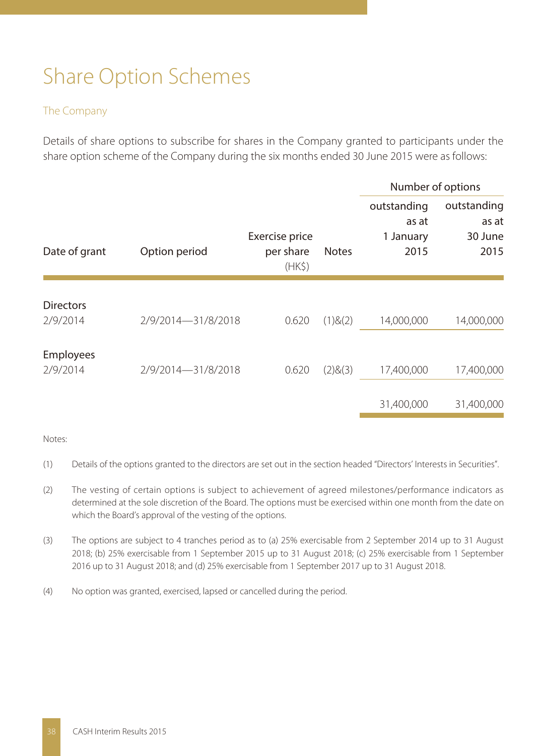# Share Option Schemes

## The Company

Details of share options to subscribe for shares in the Company granted to participants under the share option scheme of the Company during the six months ended 30 June 2015 were as follows:

| Date of grant | Option period | Exercise price per share (HK$) | Notes | Number of options outstanding as at 1 January 2015 | Number of options outstanding as at 30 June 2015 |
|---|---|---|---|---|---|
| **Directors** | | | | | |
| 2/9/2014 | 2/9/2014—31/8/2018 | 0.620 | (1)&(2) | 14,000,000 | 14,000,000 |
| **Employees** | | | | | |
| 2/9/2014 | 2/9/2014—31/8/2018 | 0.620 | (2)&(3) | 17,400,000 | 17,400,000 |
| | | | | 31,400,000 | 31,400,000 |

Notes:

(1) Details of the options granted to the directors are set out in the section headed "Directors' Interests in Securities".

(2) The vesting of certain options is subject to achievement of agreed milestones/performance indicators as determined at the sole discretion of the Board. The options must be exercised within one month from the date on which the Board's approval of the vesting of the options.

(3) The options are subject to 4 tranches period as to (a) 25% exercisable from 2 September 2014 up to 31 August 2018; (b) 25% exercisable from 1 September 2015 up to 31 August 2018; (c) 25% exercisable from 1 September 2016 up to 31 August 2018; and (d) 25% exercisable from 1 September 2017 up to 31 August 2018.

(4) No option was granted, exercised, lapsed or cancelled during the period.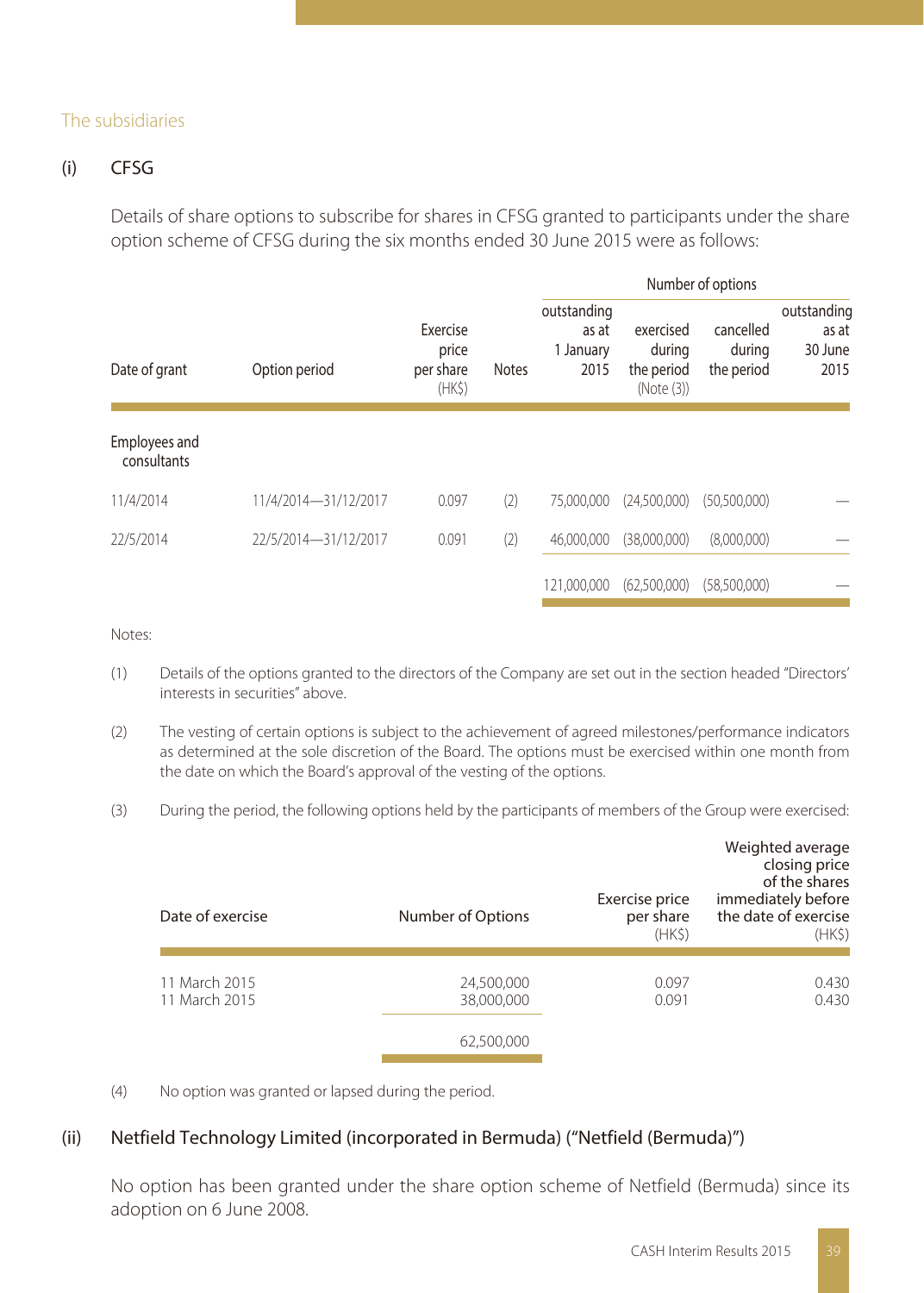## The subsidiaries

### (i) CFSG

Details of share options to subscribe for shares in CFSG granted to participants under the share option scheme of CFSG during the six months ended 30 June 2015 were as follows:

| | | | | Number of options | | | |
|---|---|---|---|---|---|---|---|
| Date of grant | Option period | Exercise price per share (HK$) | Notes | outstanding as at 1 January 2015 | exercised during the period (Note (3)) | cancelled during the period | outstanding as at 30 June 2015 |
| **Employees and consultants** | | | | | | | |
| 11/4/2014 | 11/4/2014—31/12/2017 | 0.097 | (2) | 75,000,000 | (24,500,000) | (50,500,000) | — |
| 22/5/2014 | 22/5/2014—31/12/2017 | 0.091 | (2) | 46,000,000 | (38,000,000) | (8,000,000) | — |
| | | | | 121,000,000 | (62,500,000) | (58,500,000) | — |

Notes:

(1) Details of the options granted to the directors of the Company are set out in the section headed "Directors' interests in securities" above.

(2) The vesting of certain options is subject to the achievement of agreed milestones/performance indicators as determined at the sole discretion of the Board. The options must be exercised within one month from the date on which the Board's approval of the vesting of the options.

(3) During the period, the following options held by the participants of members of the Group were exercised:

| Date of exercise | Number of Options | Exercise price per share (HK$) | Weighted average closing price of the shares immediately before the date of exercise (HK$) |
|---|---|---|---|
| 11 March 2015 | 24,500,000 | 0.097 | 0.430 |
| 11 March 2015 | 38,000,000 | 0.091 | 0.430 |
| | 62,500,000 | | |

(4) No option was granted or lapsed during the period.

### (ii) Netfield Technology Limited (incorporated in Bermuda) ("Netfield (Bermuda)")

No option has been granted under the share option scheme of Netfield (Bermuda) since its adoption on 6 June 2008.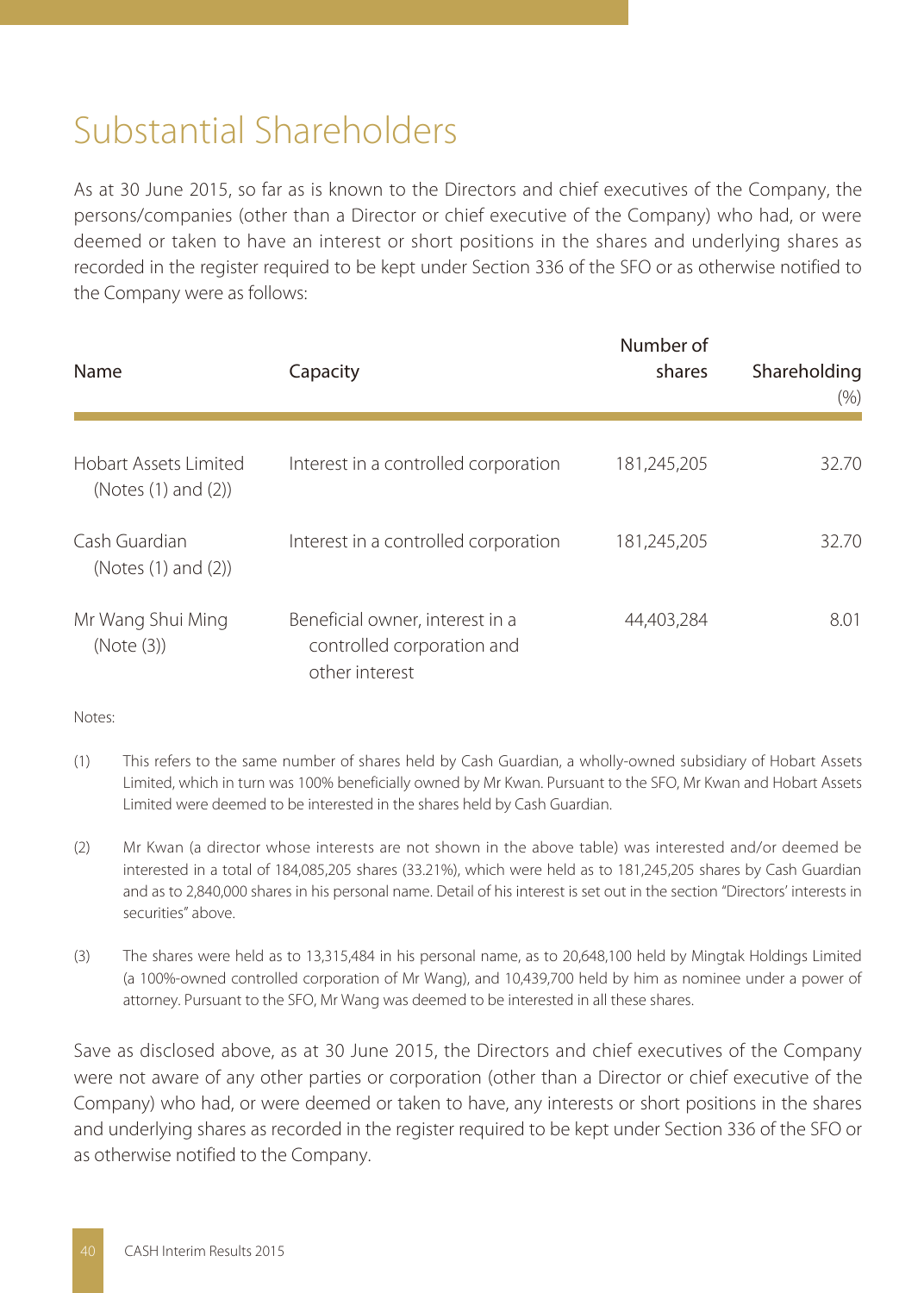# Substantial Shareholders

As at 30 June 2015, so far as is known to the Directors and chief executives of the Company, the persons/companies (other than a Director or chief executive of the Company) who had, or were deemed or taken to have an interest or short positions in the shares and underlying shares as recorded in the register required to be kept under Section 336 of the SFO or as otherwise notified to the Company were as follows:

| Name | Capacity | Number of shares | Shareholding (%) |
|---|---|---|---|
| Hobart Assets Limited (Notes (1) and (2)) | Interest in a controlled corporation | 181,245,205 | 32.70 |
| Cash Guardian (Notes (1) and (2)) | Interest in a controlled corporation | 181,245,205 | 32.70 |
| Mr Wang Shui Ming (Note (3)) | Beneficial owner, interest in a controlled corporation and other interest | 44,403,284 | 8.01 |

Notes:

(1) This refers to the same number of shares held by Cash Guardian, a wholly-owned subsidiary of Hobart Assets Limited, which in turn was 100% beneficially owned by Mr Kwan. Pursuant to the SFO, Mr Kwan and Hobart Assets Limited were deemed to be interested in the shares held by Cash Guardian.

(2) Mr Kwan (a director whose interests are not shown in the above table) was interested and/or deemed be interested in a total of 184,085,205 shares (33.21%), which were held as to 181,245,205 shares by Cash Guardian and as to 2,840,000 shares in his personal name. Detail of his interest is set out in the section "Directors' interests in securities" above.

(3) The shares were held as to 13,315,484 in his personal name, as to 20,648,100 held by Mingtak Holdings Limited (a 100%-owned controlled corporation of Mr Wang), and 10,439,700 held by him as nominee under a power of attorney. Pursuant to the SFO, Mr Wang was deemed to be interested in all these shares.

Save as disclosed above, as at 30 June 2015, the Directors and chief executives of the Company were not aware of any other parties or corporation (other than a Director or chief executive of the Company) who had, or were deemed or taken to have, any interests or short positions in the shares and underlying shares as recorded in the register required to be kept under Section 336 of the SFO or as otherwise notified to the Company.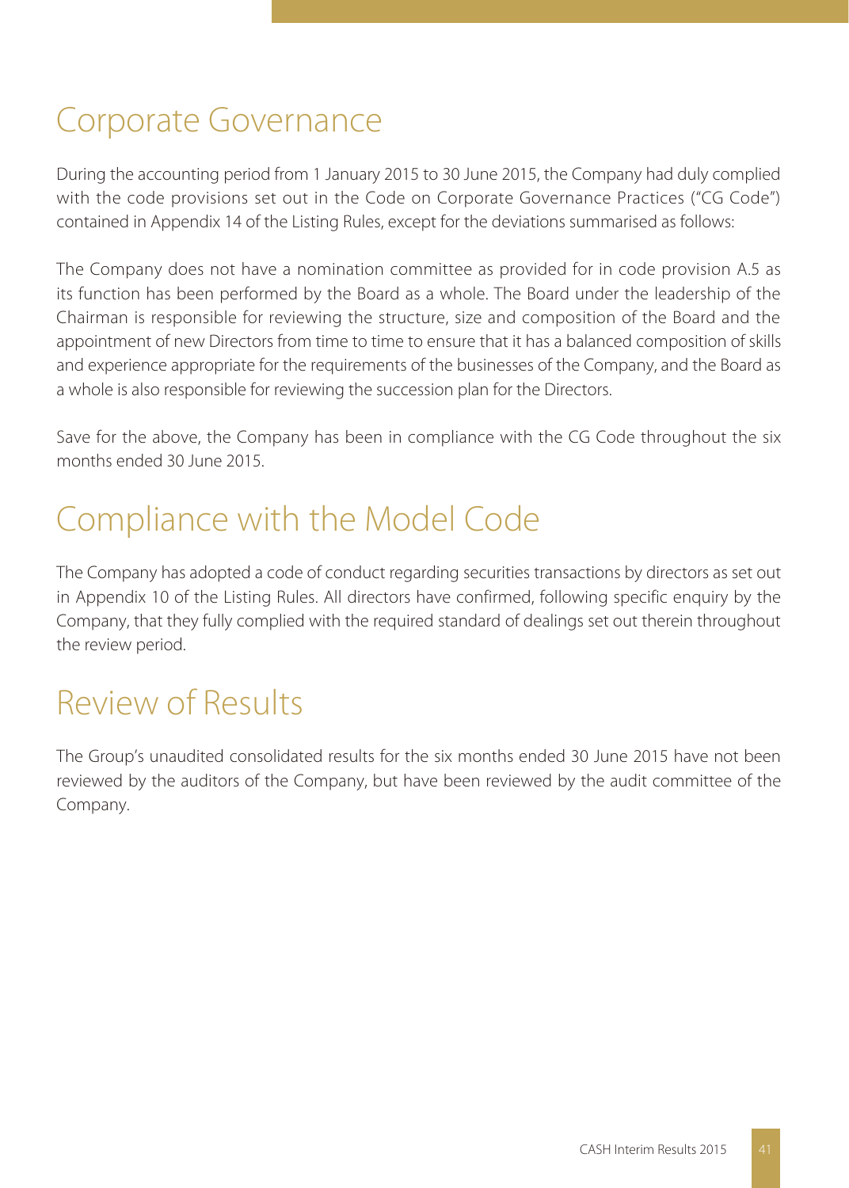# Corporate Governance

During the accounting period from 1 January 2015 to 30 June 2015, the Company had duly complied with the code provisions set out in the Code on Corporate Governance Practices ("CG Code") contained in Appendix 14 of the Listing Rules, except for the deviations summarised as follows:

The Company does not have a nomination committee as provided for in code provision A.5 as its function has been performed by the Board as a whole. The Board under the leadership of the Chairman is responsible for reviewing the structure, size and composition of the Board and the appointment of new Directors from time to time to ensure that it has a balanced composition of skills and experience appropriate for the requirements of the businesses of the Company, and the Board as a whole is also responsible for reviewing the succession plan for the Directors.

Save for the above, the Company has been in compliance with the CG Code throughout the six months ended 30 June 2015.

# Compliance with the Model Code

The Company has adopted a code of conduct regarding securities transactions by directors as set out in Appendix 10 of the Listing Rules. All directors have confirmed, following specific enquiry by the Company, that they fully complied with the required standard of dealings set out therein throughout the review period.

# Review of Results

The Group's unaudited consolidated results for the six months ended 30 June 2015 have not been reviewed by the auditors of the Company, but have been reviewed by the audit committee of the Company.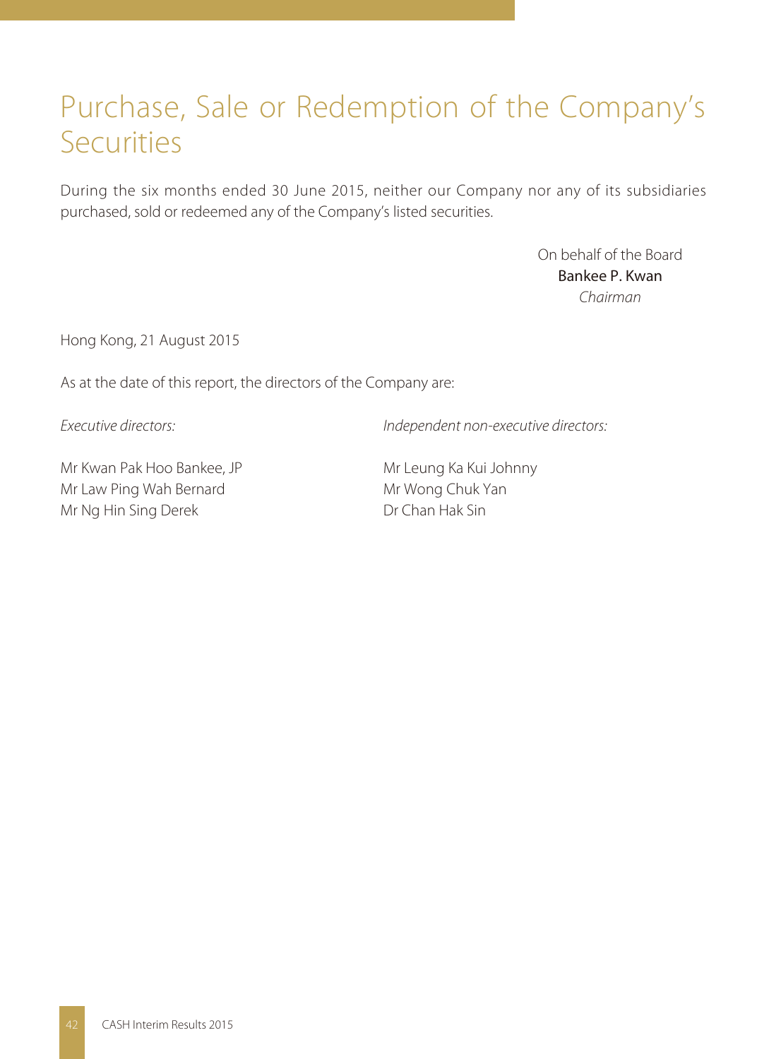# Purchase, Sale or Redemption of the Company's Securities

During the six months ended 30 June 2015, neither our Company nor any of its subsidiaries purchased, sold or redeemed any of the Company's listed securities.

On behalf of the Board
Bankee P. Kwan
*Chairman*

Hong Kong, 21 August 2015

As at the date of this report, the directors of the Company are:

*Executive directors:*

Mr Kwan Pak Hoo Bankee, JP
Mr Law Ping Wah Bernard
Mr Ng Hin Sing Derek

*Independent non-executive directors:*

Mr Leung Ka Kui Johnny
Mr Wong Chuk Yan
Dr Chan Hak Sin